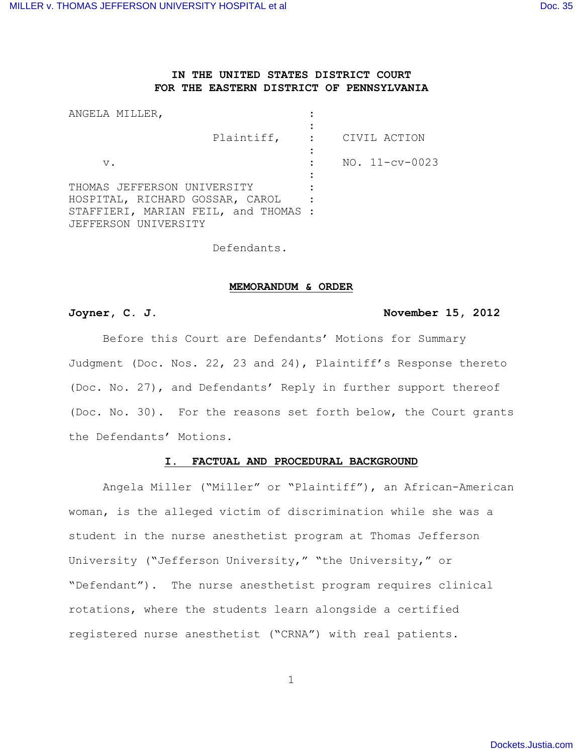**IN THE UNITED STATES DISTRICT COURT**
**FOR THE EASTERN DISTRICT OF PENNSYLVANIA**

ANGELA MILLER, : 
Plaintiff, : CIVIL ACTION
v. : NO. 11-cv-0023
THOMAS JEFFERSON UNIVERSITY HOSPITAL, RICHARD GOSSAR, CAROL STAFFIERI, MARIAN FEIL, and THOMAS JEFFERSON UNIVERSITY :
Defendants.

**MEMORANDUM & ORDER**

**Joyner, C. J.** **November 15, 2012**

Before this Court are Defendants' Motions for Summary Judgment (Doc. Nos. 22, 23 and 24), Plaintiff's Response thereto (Doc. No. 27), and Defendants' Reply in further support thereof (Doc. No. 30). For the reasons set forth below, the Court grants the Defendants' Motions.

## I. FACTUAL AND PROCEDURAL BACKGROUND

Angela Miller ("Miller" or "Plaintiff"), an African-American woman, is the alleged victim of discrimination while she was a student in the nurse anesthetist program at Thomas Jefferson University ("Jefferson University," "the University," or "Defendant"). The nurse anesthetist program requires clinical rotations, where the students learn alongside a certified registered nurse anesthetist ("CRNA") with real patients.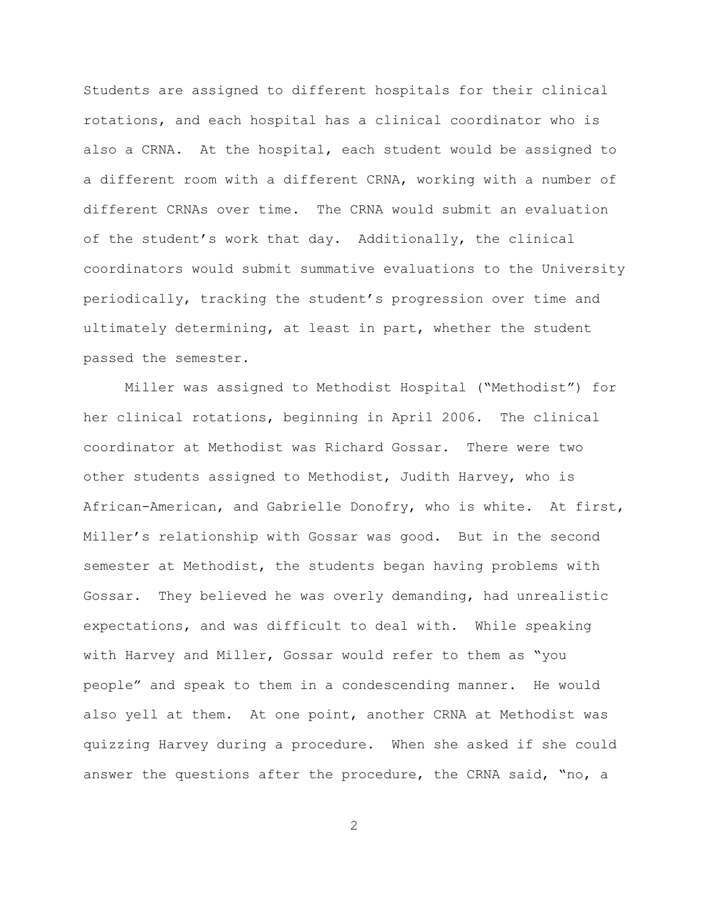Students are assigned to different hospitals for their clinical rotations, and each hospital has a clinical coordinator who is also a CRNA. At the hospital, each student would be assigned to a different room with a different CRNA, working with a number of different CRNAs over time. The CRNA would submit an evaluation of the student's work that day. Additionally, the clinical coordinators would submit summative evaluations to the University periodically, tracking the student's progression over time and ultimately determining, at least in part, whether the student passed the semester.

Miller was assigned to Methodist Hospital ("Methodist") for her clinical rotations, beginning in April 2006. The clinical coordinator at Methodist was Richard Gossar. There were two other students assigned to Methodist, Judith Harvey, who is African-American, and Gabrielle Donofry, who is white. At first, Miller's relationship with Gossar was good. But in the second semester at Methodist, the students began having problems with Gossar. They believed he was overly demanding, had unrealistic expectations, and was difficult to deal with. While speaking with Harvey and Miller, Gossar would refer to them as "you people" and speak to them in a condescending manner. He would also yell at them. At one point, another CRNA at Methodist was quizzing Harvey during a procedure. When she asked if she could answer the questions after the procedure, the CRNA said, "no, a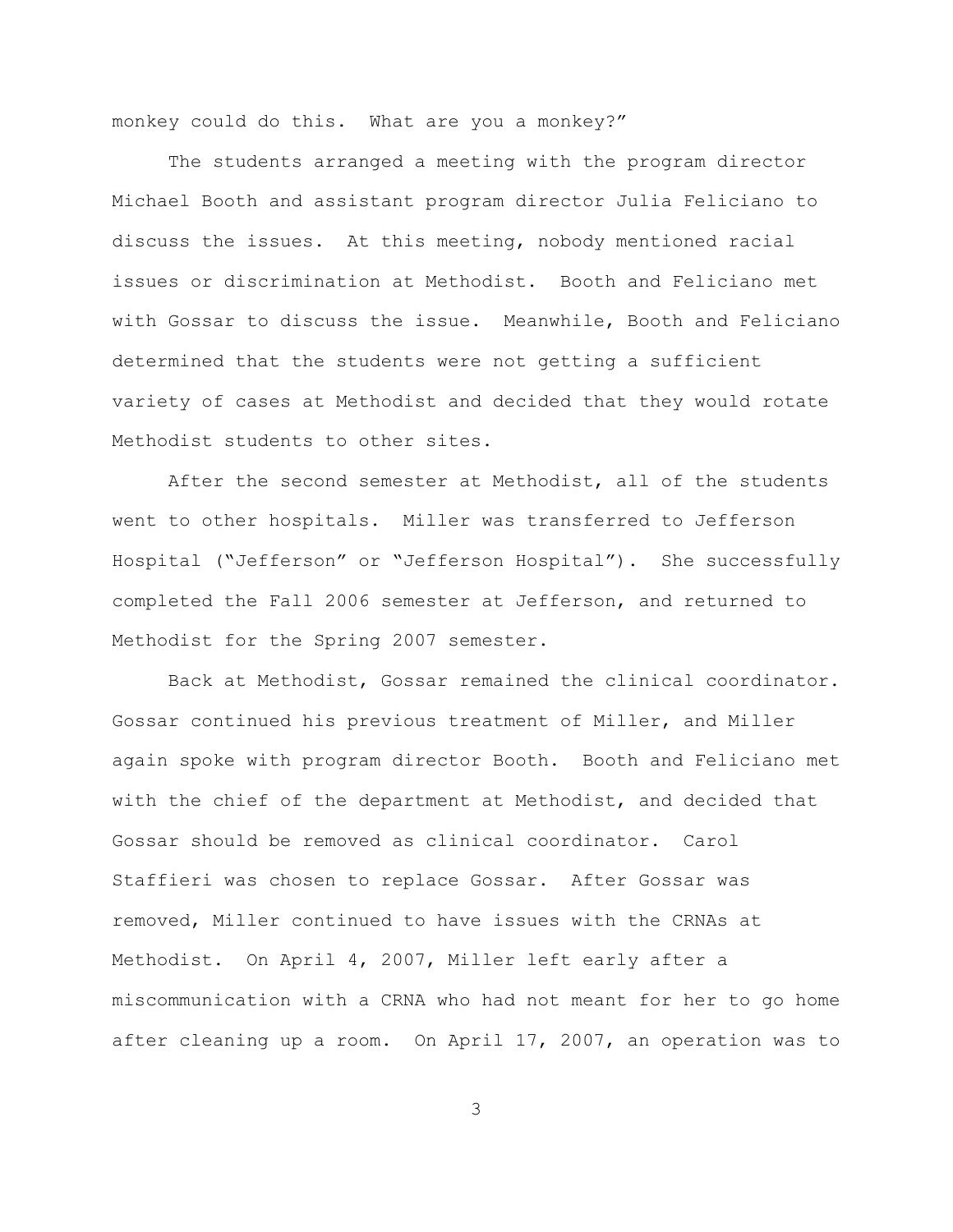monkey could do this. What are you a monkey?"

The students arranged a meeting with the program director Michael Booth and assistant program director Julia Feliciano to discuss the issues. At this meeting, nobody mentioned racial issues or discrimination at Methodist. Booth and Feliciano met with Gossar to discuss the issue. Meanwhile, Booth and Feliciano determined that the students were not getting a sufficient variety of cases at Methodist and decided that they would rotate Methodist students to other sites.

After the second semester at Methodist, all of the students went to other hospitals. Miller was transferred to Jefferson Hospital ("Jefferson" or "Jefferson Hospital"). She successfully completed the Fall 2006 semester at Jefferson, and returned to Methodist for the Spring 2007 semester.

Back at Methodist, Gossar remained the clinical coordinator. Gossar continued his previous treatment of Miller, and Miller again spoke with program director Booth. Booth and Feliciano met with the chief of the department at Methodist, and decided that Gossar should be removed as clinical coordinator. Carol Staffieri was chosen to replace Gossar. After Gossar was removed, Miller continued to have issues with the CRNAs at Methodist. On April 4, 2007, Miller left early after a miscommunication with a CRNA who had not meant for her to go home after cleaning up a room. On April 17, 2007, an operation was to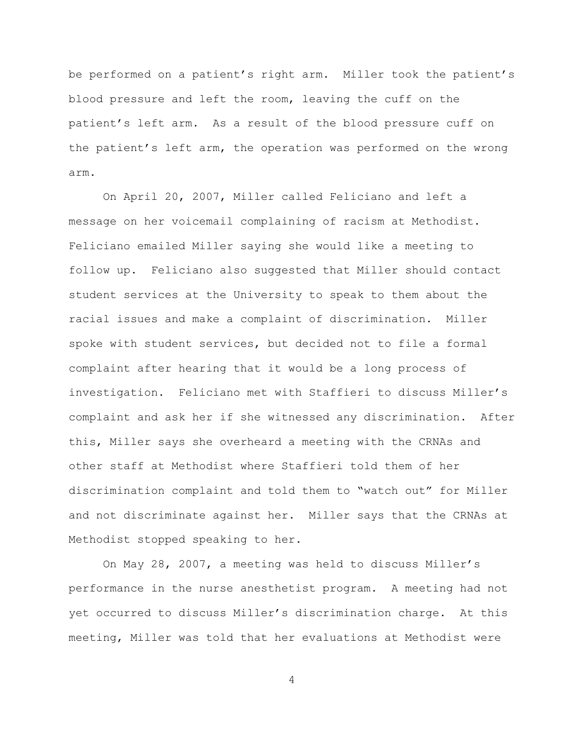be performed on a patient's right arm. Miller took the patient's blood pressure and left the room, leaving the cuff on the patient's left arm. As a result of the blood pressure cuff on the patient's left arm, the operation was performed on the wrong arm.

On April 20, 2007, Miller called Feliciano and left a message on her voicemail complaining of racism at Methodist. Feliciano emailed Miller saying she would like a meeting to follow up. Feliciano also suggested that Miller should contact student services at the University to speak to them about the racial issues and make a complaint of discrimination. Miller spoke with student services, but decided not to file a formal complaint after hearing that it would be a long process of investigation. Feliciano met with Staffieri to discuss Miller's complaint and ask her if she witnessed any discrimination. After this, Miller says she overheard a meeting with the CRNAs and other staff at Methodist where Staffieri told them of her discrimination complaint and told them to "watch out" for Miller and not discriminate against her. Miller says that the CRNAs at Methodist stopped speaking to her.

On May 28, 2007, a meeting was held to discuss Miller's performance in the nurse anesthetist program. A meeting had not yet occurred to discuss Miller's discrimination charge. At this meeting, Miller was told that her evaluations at Methodist were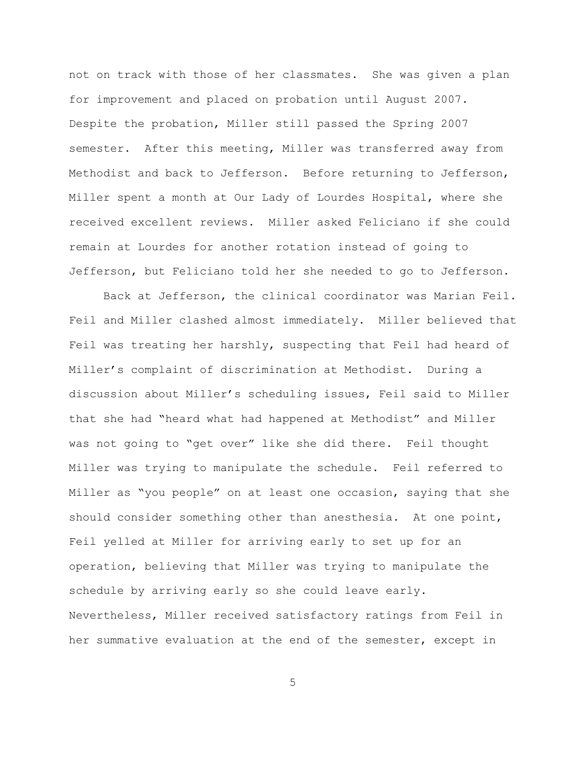not on track with those of her classmates. She was given a plan for improvement and placed on probation until August 2007. Despite the probation, Miller still passed the Spring 2007 semester. After this meeting, Miller was transferred away from Methodist and back to Jefferson. Before returning to Jefferson, Miller spent a month at Our Lady of Lourdes Hospital, where she received excellent reviews. Miller asked Feliciano if she could remain at Lourdes for another rotation instead of going to Jefferson, but Feliciano told her she needed to go to Jefferson.

Back at Jefferson, the clinical coordinator was Marian Feil. Feil and Miller clashed almost immediately. Miller believed that Feil was treating her harshly, suspecting that Feil had heard of Miller's complaint of discrimination at Methodist. During a discussion about Miller's scheduling issues, Feil said to Miller that she had "heard what had happened at Methodist" and Miller was not going to "get over" like she did there. Feil thought Miller was trying to manipulate the schedule. Feil referred to Miller as "you people" on at least one occasion, saying that she should consider something other than anesthesia. At one point, Feil yelled at Miller for arriving early to set up for an operation, believing that Miller was trying to manipulate the schedule by arriving early so she could leave early. Nevertheless, Miller received satisfactory ratings from Feil in her summative evaluation at the end of the semester, except in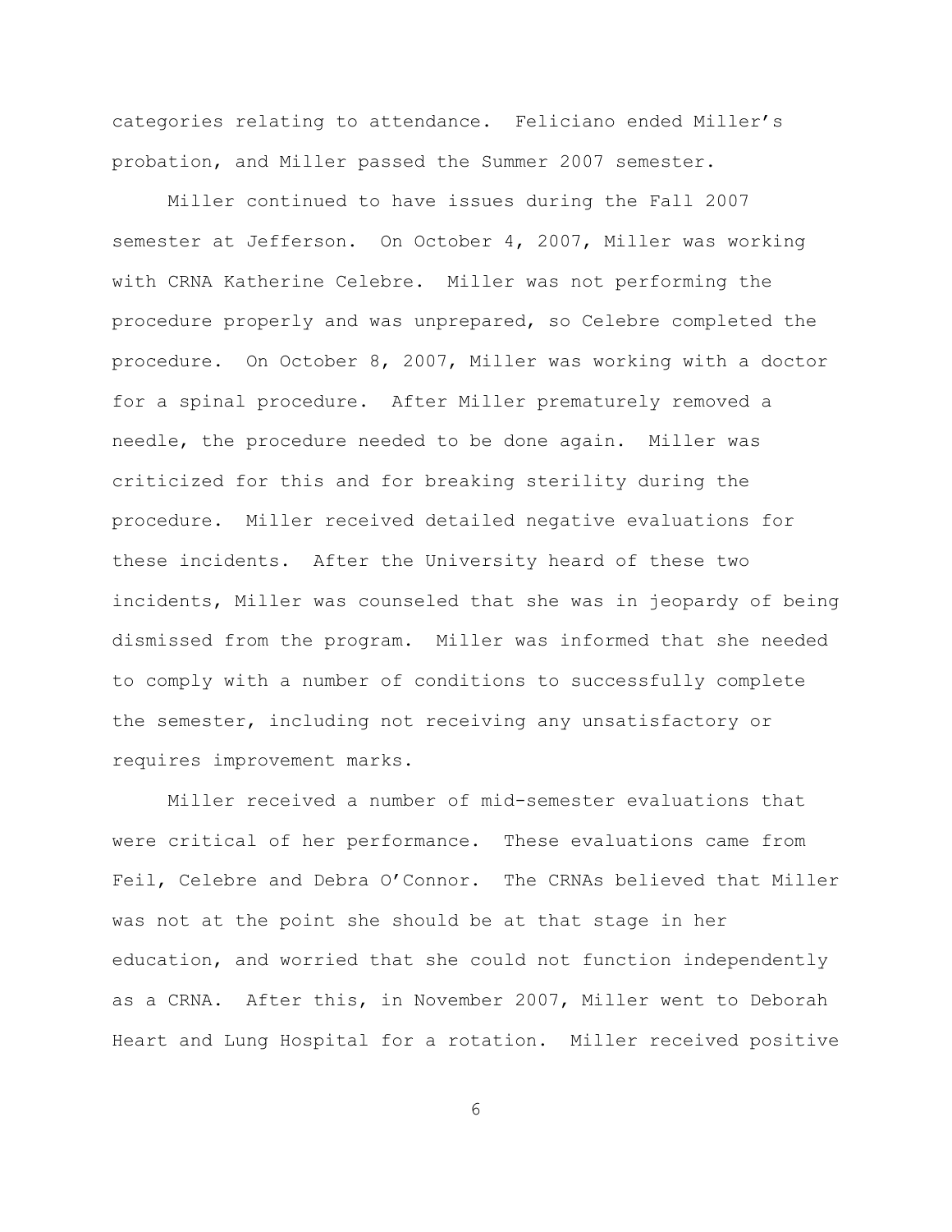categories relating to attendance. Feliciano ended Miller's probation, and Miller passed the Summer 2007 semester.

Miller continued to have issues during the Fall 2007 semester at Jefferson. On October 4, 2007, Miller was working with CRNA Katherine Celebre. Miller was not performing the procedure properly and was unprepared, so Celebre completed the procedure. On October 8, 2007, Miller was working with a doctor for a spinal procedure. After Miller prematurely removed a needle, the procedure needed to be done again. Miller was criticized for this and for breaking sterility during the procedure. Miller received detailed negative evaluations for these incidents. After the University heard of these two incidents, Miller was counseled that she was in jeopardy of being dismissed from the program. Miller was informed that she needed to comply with a number of conditions to successfully complete the semester, including not receiving any unsatisfactory or requires improvement marks.

Miller received a number of mid-semester evaluations that were critical of her performance. These evaluations came from Feil, Celebre and Debra O'Connor. The CRNAs believed that Miller was not at the point she should be at that stage in her education, and worried that she could not function independently as a CRNA. After this, in November 2007, Miller went to Deborah Heart and Lung Hospital for a rotation. Miller received positive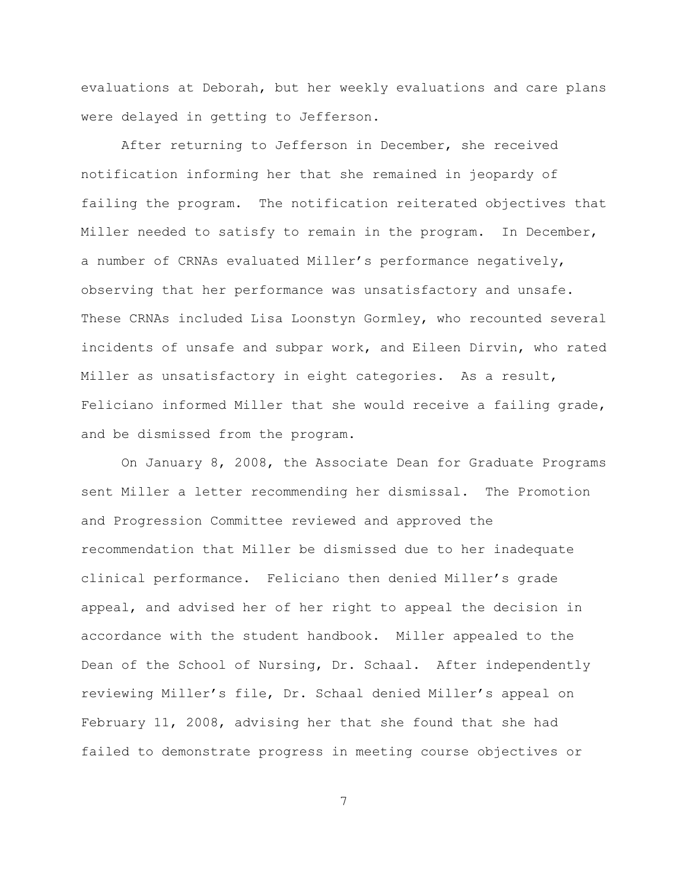evaluations at Deborah, but her weekly evaluations and care plans were delayed in getting to Jefferson.

After returning to Jefferson in December, she received notification informing her that she remained in jeopardy of failing the program. The notification reiterated objectives that Miller needed to satisfy to remain in the program. In December, a number of CRNAs evaluated Miller's performance negatively, observing that her performance was unsatisfactory and unsafe. These CRNAs included Lisa Loonstyn Gormley, who recounted several incidents of unsafe and subpar work, and Eileen Dirvin, who rated Miller as unsatisfactory in eight categories. As a result, Feliciano informed Miller that she would receive a failing grade, and be dismissed from the program.

On January 8, 2008, the Associate Dean for Graduate Programs sent Miller a letter recommending her dismissal. The Promotion and Progression Committee reviewed and approved the recommendation that Miller be dismissed due to her inadequate clinical performance. Feliciano then denied Miller's grade appeal, and advised her of her right to appeal the decision in accordance with the student handbook. Miller appealed to the Dean of the School of Nursing, Dr. Schaal. After independently reviewing Miller's file, Dr. Schaal denied Miller's appeal on February 11, 2008, advising her that she found that she had failed to demonstrate progress in meeting course objectives or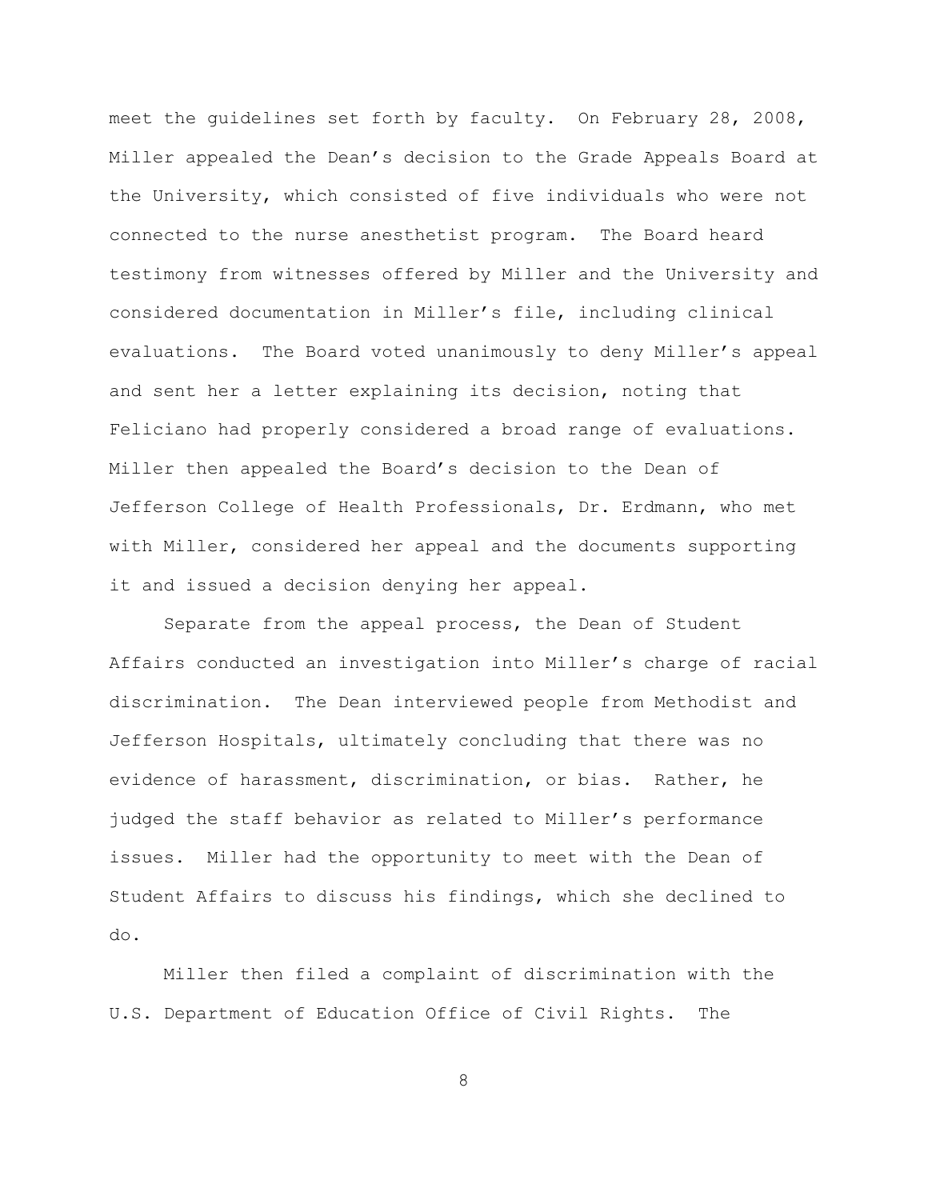meet the guidelines set forth by faculty. On February 28, 2008, Miller appealed the Dean's decision to the Grade Appeals Board at the University, which consisted of five individuals who were not connected to the nurse anesthetist program. The Board heard testimony from witnesses offered by Miller and the University and considered documentation in Miller's file, including clinical evaluations. The Board voted unanimously to deny Miller's appeal and sent her a letter explaining its decision, noting that Feliciano had properly considered a broad range of evaluations. Miller then appealed the Board's decision to the Dean of Jefferson College of Health Professionals, Dr. Erdmann, who met with Miller, considered her appeal and the documents supporting it and issued a decision denying her appeal.

Separate from the appeal process, the Dean of Student Affairs conducted an investigation into Miller's charge of racial discrimination. The Dean interviewed people from Methodist and Jefferson Hospitals, ultimately concluding that there was no evidence of harassment, discrimination, or bias. Rather, he judged the staff behavior as related to Miller's performance issues. Miller had the opportunity to meet with the Dean of Student Affairs to discuss his findings, which she declined to do.

Miller then filed a complaint of discrimination with the U.S. Department of Education Office of Civil Rights. The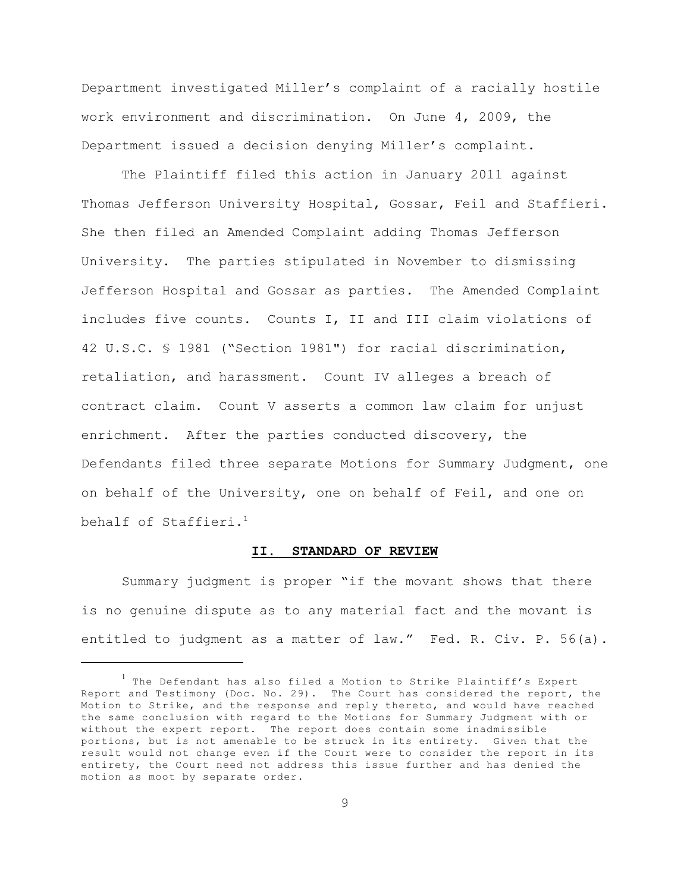Department investigated Miller's complaint of a racially hostile work environment and discrimination. On June 4, 2009, the Department issued a decision denying Miller's complaint.

The Plaintiff filed this action in January 2011 against Thomas Jefferson University Hospital, Gossar, Feil and Staffieri. She then filed an Amended Complaint adding Thomas Jefferson University. The parties stipulated in November to dismissing Jefferson Hospital and Gossar as parties. The Amended Complaint includes five counts. Counts I, II and III claim violations of 42 U.S.C. § 1981 ("Section 1981") for racial discrimination, retaliation, and harassment. Count IV alleges a breach of contract claim. Count V asserts a common law claim for unjust enrichment. After the parties conducted discovery, the Defendants filed three separate Motions for Summary Judgment, one on behalf of the University, one on behalf of Feil, and one on behalf of Staffieri.[1]

## II. STANDARD OF REVIEW

Summary judgment is proper "if the movant shows that there is no genuine dispute as to any material fact and the movant is entitled to judgment as a matter of law." Fed. R. Civ. P. 56(a).

---

[1] The Defendant has also filed a Motion to Strike Plaintiff's Expert Report and Testimony (Doc. No. 29). The Court has considered the report, the Motion to Strike, and the response and reply thereto, and would have reached the same conclusion with regard to the Motions for Summary Judgment with or without the expert report. The report does contain some inadmissible portions, but is not amenable to be struck in its entirety. Given that the result would not change even if the Court were to consider the report in its entirety, the Court need not address this issue further and has denied the motion as moot by separate order.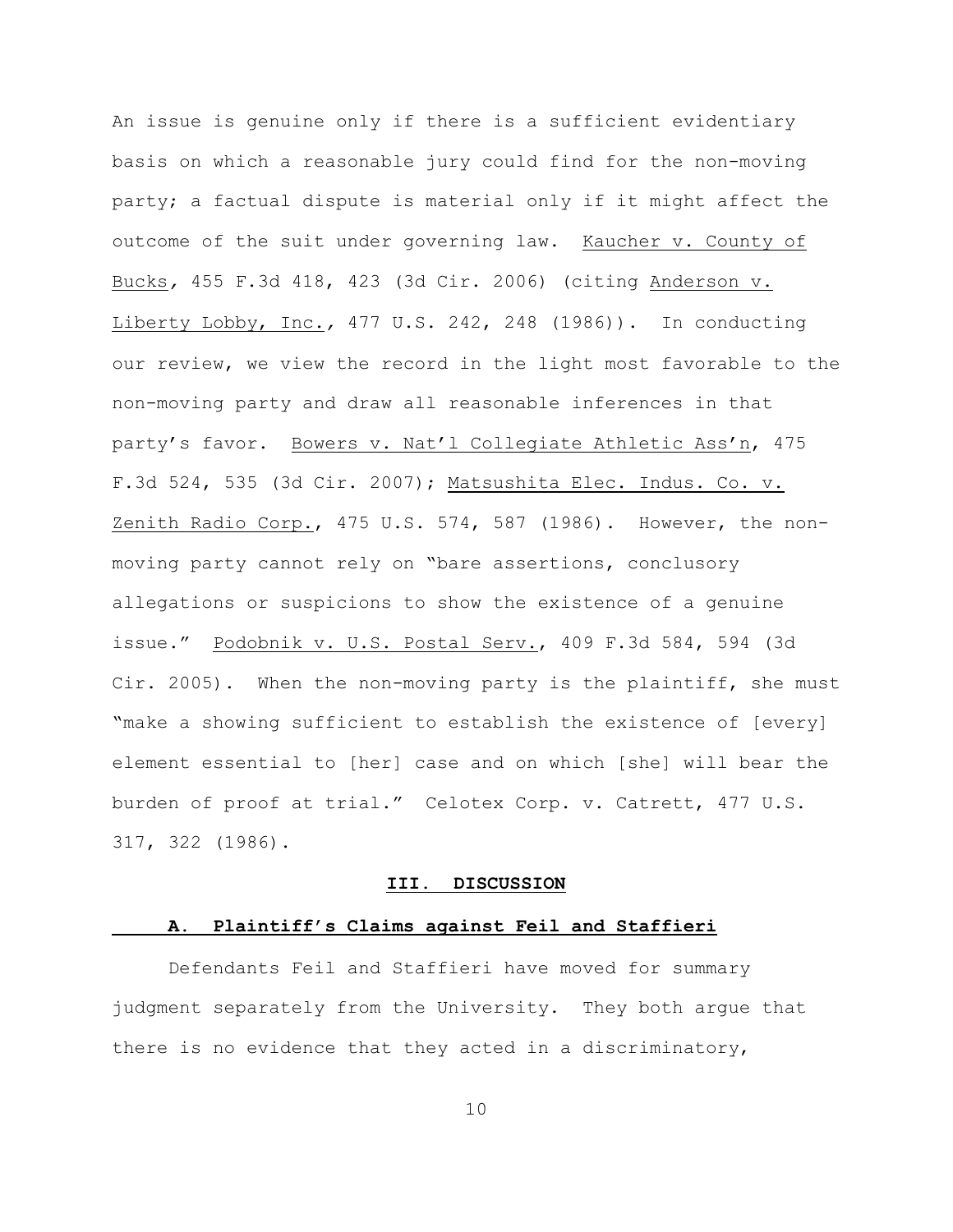An issue is genuine only if there is a sufficient evidentiary basis on which a reasonable jury could find for the non-moving party; a factual dispute is material only if it might affect the outcome of the suit under governing law. Kaucher v. County of Bucks, 455 F.3d 418, 423 (3d Cir. 2006) (citing Anderson v. Liberty Lobby, Inc., 477 U.S. 242, 248 (1986)). In conducting our review, we view the record in the light most favorable to the non-moving party and draw all reasonable inferences in that party's favor. Bowers v. Nat'l Collegiate Athletic Ass'n, 475 F.3d 524, 535 (3d Cir. 2007); Matsushita Elec. Indus. Co. v. Zenith Radio Corp., 475 U.S. 574, 587 (1986). However, the non-moving party cannot rely on "bare assertions, conclusory allegations or suspicions to show the existence of a genuine issue." Podobnik v. U.S. Postal Serv., 409 F.3d 584, 594 (3d Cir. 2005). When the non-moving party is the plaintiff, she must "make a showing sufficient to establish the existence of [every] element essential to [her] case and on which [she] will bear the burden of proof at trial." Celotex Corp. v. Catrett, 477 U.S. 317, 322 (1986).

## III. DISCUSSION

### A. Plaintiff's Claims against Feil and Staffieri

Defendants Feil and Staffieri have moved for summary judgment separately from the University. They both argue that there is no evidence that they acted in a discriminatory,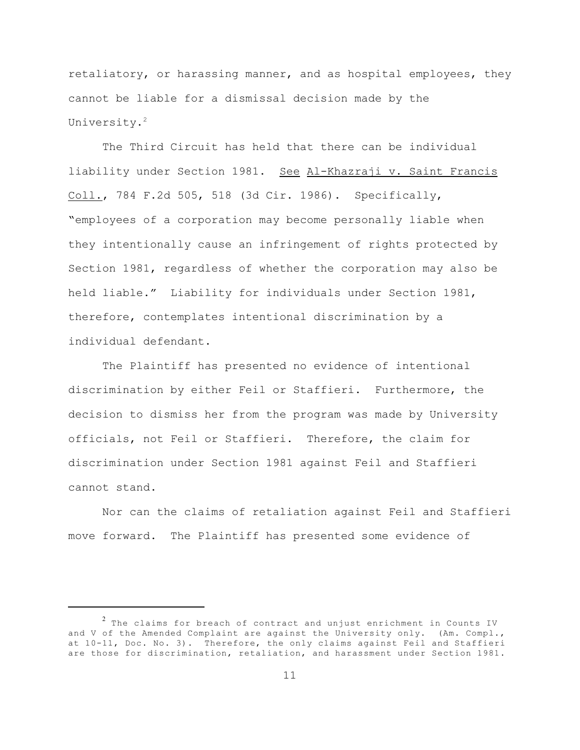retaliatory, or harassing manner, and as hospital employees, they cannot be liable for a dismissal decision made by the University.[2]

The Third Circuit has held that there can be individual liability under Section 1981. See Al-Khazraji v. Saint Francis Coll., 784 F.2d 505, 518 (3d Cir. 1986). Specifically, "employees of a corporation may become personally liable when they intentionally cause an infringement of rights protected by Section 1981, regardless of whether the corporation may also be held liable." Liability for individuals under Section 1981, therefore, contemplates intentional discrimination by a individual defendant.

The Plaintiff has presented no evidence of intentional discrimination by either Feil or Staffieri. Furthermore, the decision to dismiss her from the program was made by University officials, not Feil or Staffieri. Therefore, the claim for discrimination under Section 1981 against Feil and Staffieri cannot stand.

Nor can the claims of retaliation against Feil and Staffieri move forward. The Plaintiff has presented some evidence of

---

[2] The claims for breach of contract and unjust enrichment in Counts IV and V of the Amended Complaint are against the University only. (Am. Compl., at 10-11, Doc. No. 3). Therefore, the only claims against Feil and Staffieri are those for discrimination, retaliation, and harassment under Section 1981.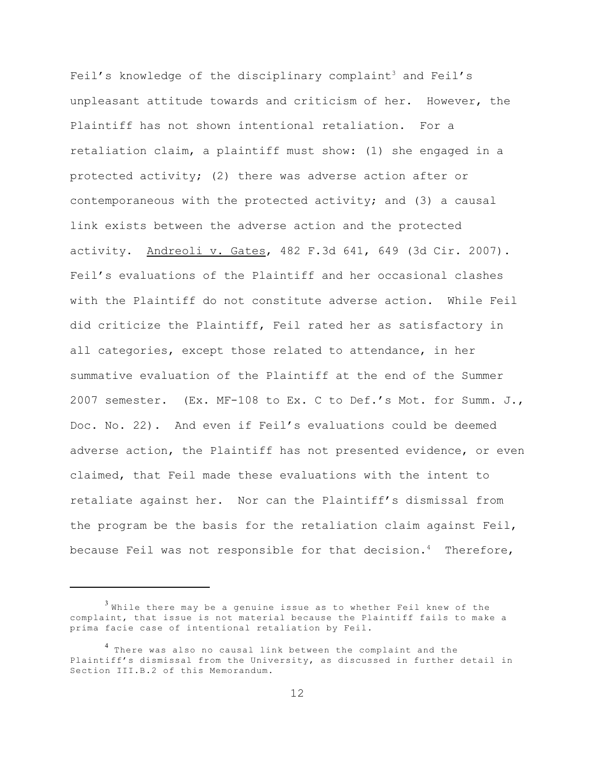Feil's knowledge of the disciplinary complaint[3] and Feil's unpleasant attitude towards and criticism of her. However, the Plaintiff has not shown intentional retaliation. For a retaliation claim, a plaintiff must show: (1) she engaged in a protected activity; (2) there was adverse action after or contemporaneous with the protected activity; and (3) a causal link exists between the adverse action and the protected activity. Andreoli v. Gates, 482 F.3d 641, 649 (3d Cir. 2007). Feil's evaluations of the Plaintiff and her occasional clashes with the Plaintiff do not constitute adverse action. While Feil did criticize the Plaintiff, Feil rated her as satisfactory in all categories, except those related to attendance, in her summative evaluation of the Plaintiff at the end of the Summer 2007 semester. (Ex. MF-108 to Ex. C to Def.'s Mot. for Summ. J., Doc. No. 22). And even if Feil's evaluations could be deemed adverse action, the Plaintiff has not presented evidence, or even claimed, that Feil made these evaluations with the intent to retaliate against her. Nor can the Plaintiff's dismissal from the program be the basis for the retaliation claim against Feil, because Feil was not responsible for that decision.[4] Therefore,

---

[3] While there may be a genuine issue as to whether Feil knew of the complaint, that issue is not material because the Plaintiff fails to make a prima facie case of intentional retaliation by Feil.

[4] There was also no causal link between the complaint and the Plaintiff's dismissal from the University, as discussed in further detail in Section III.B.2 of this Memorandum.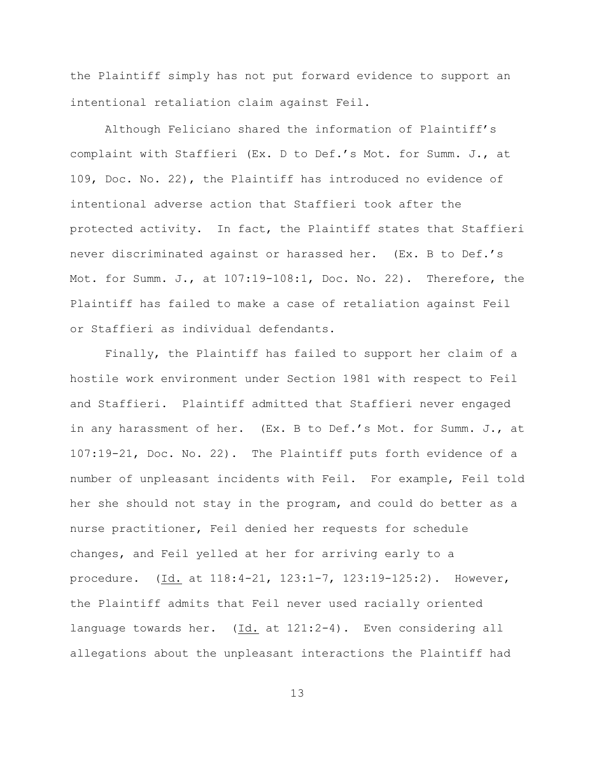the Plaintiff simply has not put forward evidence to support an intentional retaliation claim against Feil.

Although Feliciano shared the information of Plaintiff's complaint with Staffieri (Ex. D to Def.'s Mot. for Summ. J., at 109, Doc. No. 22), the Plaintiff has introduced no evidence of intentional adverse action that Staffieri took after the protected activity. In fact, the Plaintiff states that Staffieri never discriminated against or harassed her. (Ex. B to Def.'s Mot. for Summ. J., at 107:19-108:1, Doc. No. 22). Therefore, the Plaintiff has failed to make a case of retaliation against Feil or Staffieri as individual defendants.

Finally, the Plaintiff has failed to support her claim of a hostile work environment under Section 1981 with respect to Feil and Staffieri. Plaintiff admitted that Staffieri never engaged in any harassment of her. (Ex. B to Def.'s Mot. for Summ. J., at 107:19-21, Doc. No. 22). The Plaintiff puts forth evidence of a number of unpleasant incidents with Feil. For example, Feil told her she should not stay in the program, and could do better as a nurse practitioner, Feil denied her requests for schedule changes, and Feil yelled at her for arriving early to a procedure. (Id. at 118:4-21, 123:1-7, 123:19-125:2). However, the Plaintiff admits that Feil never used racially oriented language towards her. (Id. at 121:2-4). Even considering all allegations about the unpleasant interactions the Plaintiff had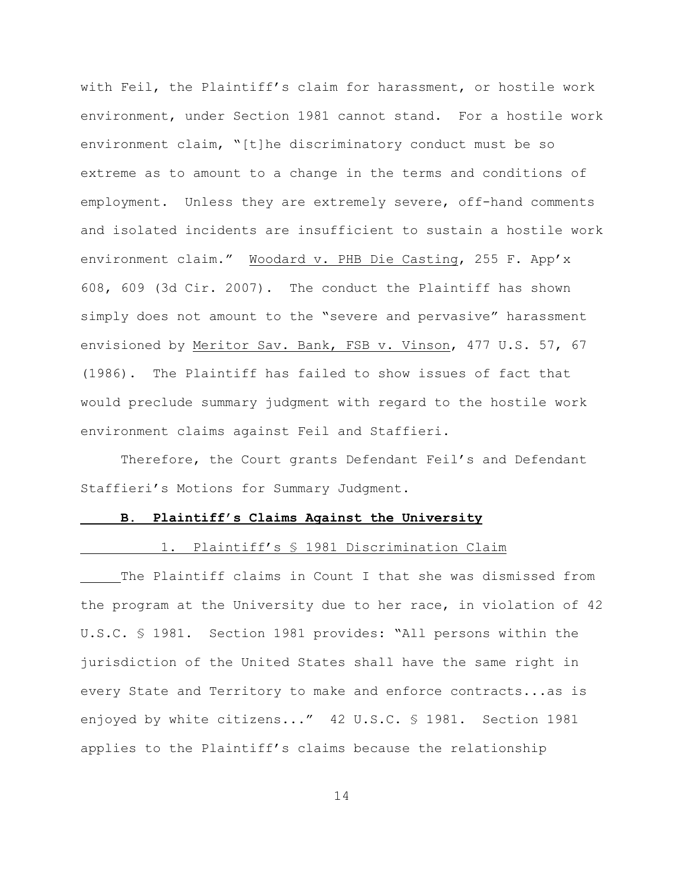with Feil, the Plaintiff's claim for harassment, or hostile work environment, under Section 1981 cannot stand. For a hostile work environment claim, "[t]he discriminatory conduct must be so extreme as to amount to a change in the terms and conditions of employment. Unless they are extremely severe, off-hand comments and isolated incidents are insufficient to sustain a hostile work environment claim." Woodard v. PHB Die Casting, 255 F. App'x 608, 609 (3d Cir. 2007). The conduct the Plaintiff has shown simply does not amount to the "severe and pervasive" harassment envisioned by Meritor Sav. Bank, FSB v. Vinson, 477 U.S. 57, 67 (1986). The Plaintiff has failed to show issues of fact that would preclude summary judgment with regard to the hostile work environment claims against Feil and Staffieri.

Therefore, the Court grants Defendant Feil's and Defendant Staffieri's Motions for Summary Judgment.

### B. Plaintiff's Claims Against the University

#### 1. Plaintiff's § 1981 Discrimination Claim

The Plaintiff claims in Count I that she was dismissed from the program at the University due to her race, in violation of 42 U.S.C. § 1981. Section 1981 provides: "All persons within the jurisdiction of the United States shall have the same right in every State and Territory to make and enforce contracts...as is enjoyed by white citizens..." 42 U.S.C. § 1981. Section 1981 applies to the Plaintiff's claims because the relationship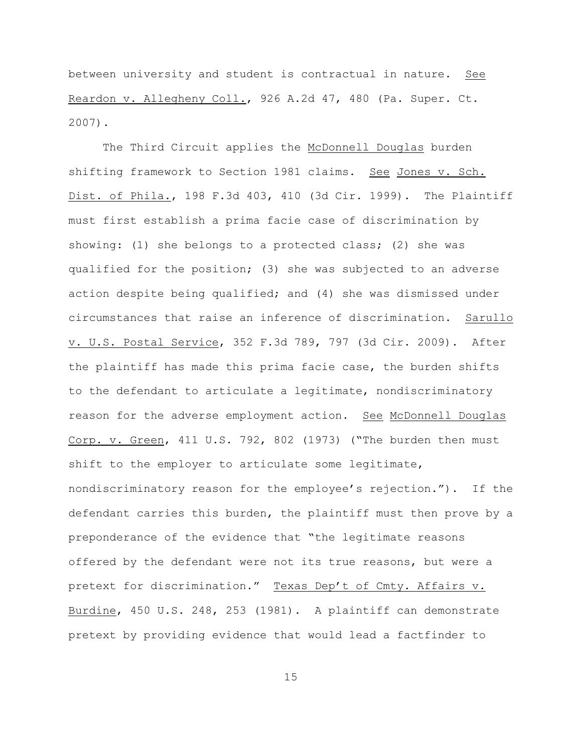between university and student is contractual in nature. See Reardon v. Allegheny Coll., 926 A.2d 47, 480 (Pa. Super. Ct. 2007).

The Third Circuit applies the McDonnell Douglas burden shifting framework to Section 1981 claims. See Jones v. Sch. Dist. of Phila., 198 F.3d 403, 410 (3d Cir. 1999). The Plaintiff must first establish a prima facie case of discrimination by showing: (1) she belongs to a protected class; (2) she was qualified for the position; (3) she was subjected to an adverse action despite being qualified; and (4) she was dismissed under circumstances that raise an inference of discrimination. Sarullo v. U.S. Postal Service, 352 F.3d 789, 797 (3d Cir. 2009). After the plaintiff has made this prima facie case, the burden shifts to the defendant to articulate a legitimate, nondiscriminatory reason for the adverse employment action. See McDonnell Douglas Corp. v. Green, 411 U.S. 792, 802 (1973) ("The burden then must shift to the employer to articulate some legitimate, nondiscriminatory reason for the employee's rejection."). If the defendant carries this burden, the plaintiff must then prove by a preponderance of the evidence that "the legitimate reasons offered by the defendant were not its true reasons, but were a pretext for discrimination." Texas Dep't of Cmty. Affairs v. Burdine, 450 U.S. 248, 253 (1981). A plaintiff can demonstrate pretext by providing evidence that would lead a factfinder to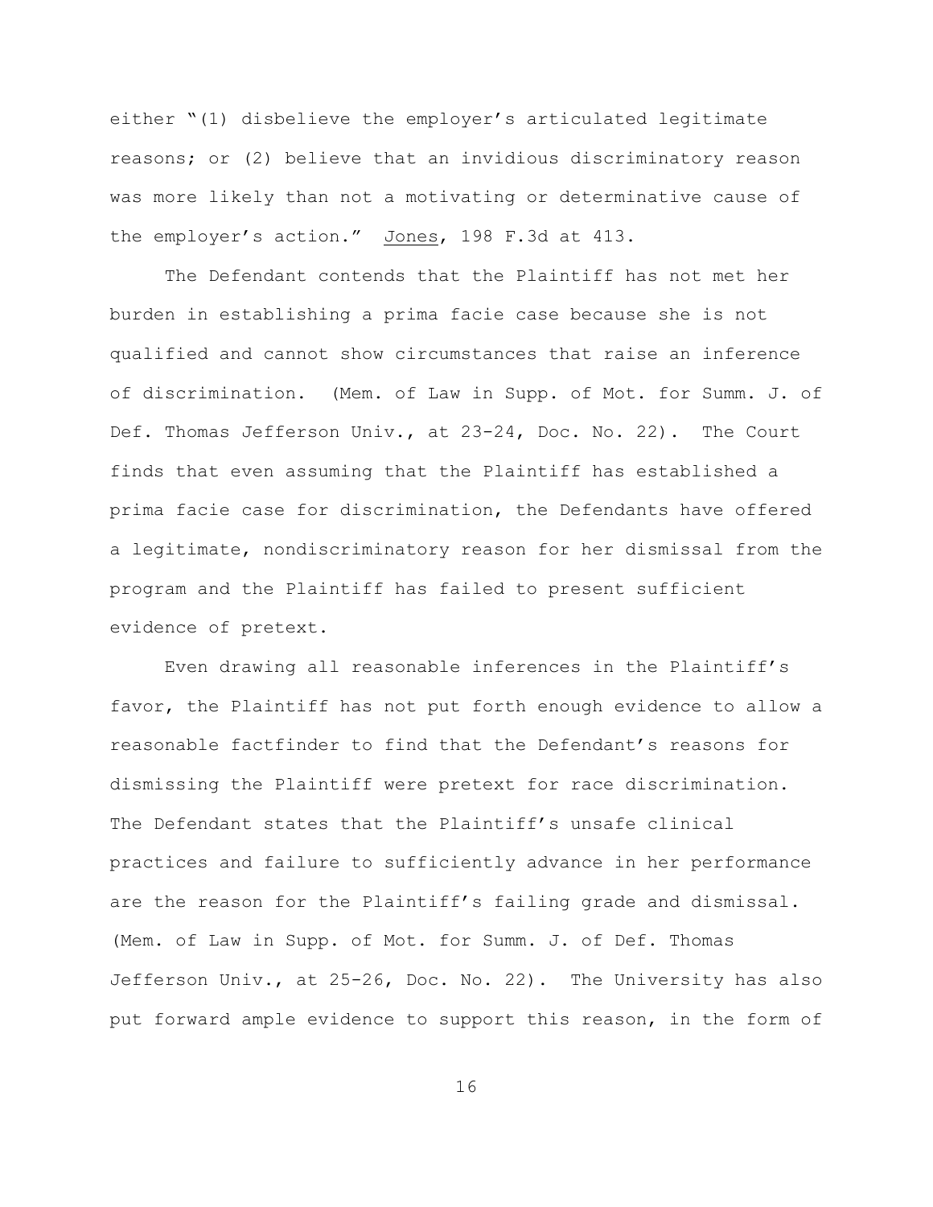either "(1) disbelieve the employer's articulated legitimate reasons; or (2) believe that an invidious discriminatory reason was more likely than not a motivating or determinative cause of the employer's action." Jones, 198 F.3d at 413.

The Defendant contends that the Plaintiff has not met her burden in establishing a prima facie case because she is not qualified and cannot show circumstances that raise an inference of discrimination. (Mem. of Law in Supp. of Mot. for Summ. J. of Def. Thomas Jefferson Univ., at 23-24, Doc. No. 22). The Court finds that even assuming that the Plaintiff has established a prima facie case for discrimination, the Defendants have offered a legitimate, nondiscriminatory reason for her dismissal from the program and the Plaintiff has failed to present sufficient evidence of pretext.

Even drawing all reasonable inferences in the Plaintiff's favor, the Plaintiff has not put forth enough evidence to allow a reasonable factfinder to find that the Defendant's reasons for dismissing the Plaintiff were pretext for race discrimination. The Defendant states that the Plaintiff's unsafe clinical practices and failure to sufficiently advance in her performance are the reason for the Plaintiff's failing grade and dismissal. (Mem. of Law in Supp. of Mot. for Summ. J. of Def. Thomas Jefferson Univ., at 25-26, Doc. No. 22). The University has also put forward ample evidence to support this reason, in the form of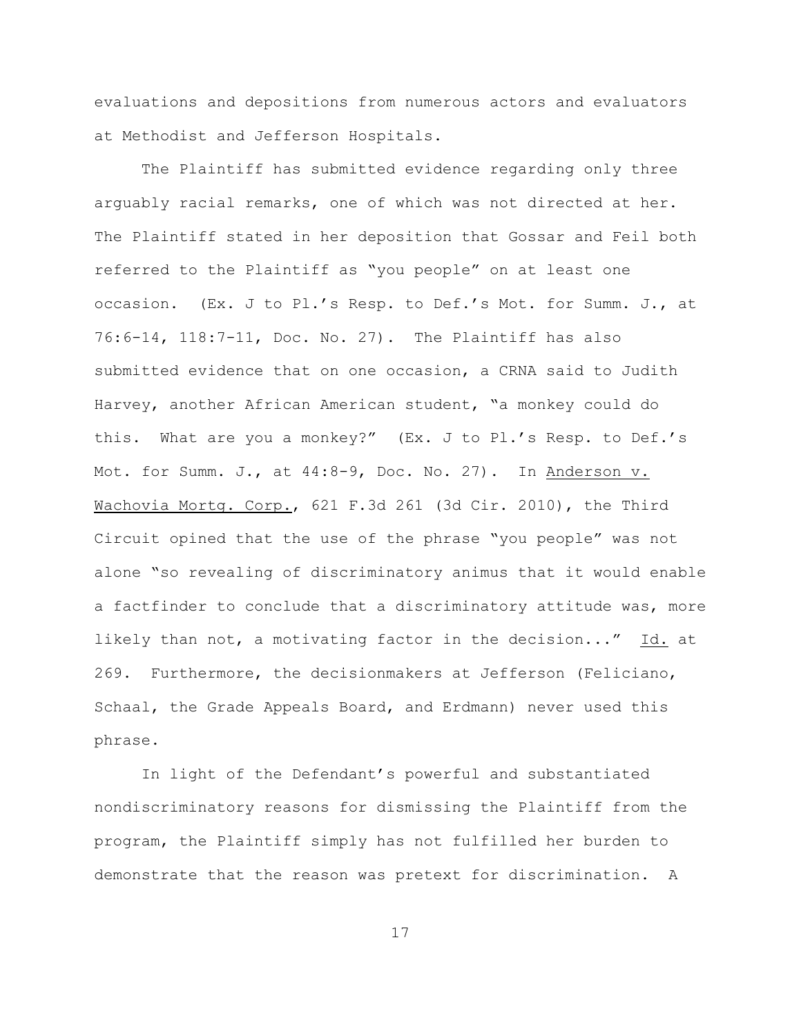evaluations and depositions from numerous actors and evaluators at Methodist and Jefferson Hospitals.

The Plaintiff has submitted evidence regarding only three arguably racial remarks, one of which was not directed at her. The Plaintiff stated in her deposition that Gossar and Feil both referred to the Plaintiff as "you people" on at least one occasion. (Ex. J to Pl.'s Resp. to Def.'s Mot. for Summ. J., at 76:6-14, 118:7-11, Doc. No. 27). The Plaintiff has also submitted evidence that on one occasion, a CRNA said to Judith Harvey, another African American student, "a monkey could do this. What are you a monkey?" (Ex. J to Pl.'s Resp. to Def.'s Mot. for Summ. J., at 44:8-9, Doc. No. 27). In <u>Anderson v. Wachovia Mortg. Corp.</u>, 621 F.3d 261 (3d Cir. 2010), the Third Circuit opined that the use of the phrase "you people" was not alone "so revealing of discriminatory animus that it would enable a factfinder to conclude that a discriminatory attitude was, more likely than not, a motivating factor in the decision..." <u>Id.</u> at 269. Furthermore, the decisionmakers at Jefferson (Feliciano, Schaal, the Grade Appeals Board, and Erdmann) never used this phrase.

In light of the Defendant's powerful and substantiated nondiscriminatory reasons for dismissing the Plaintiff from the program, the Plaintiff simply has not fulfilled her burden to demonstrate that the reason was pretext for discrimination. A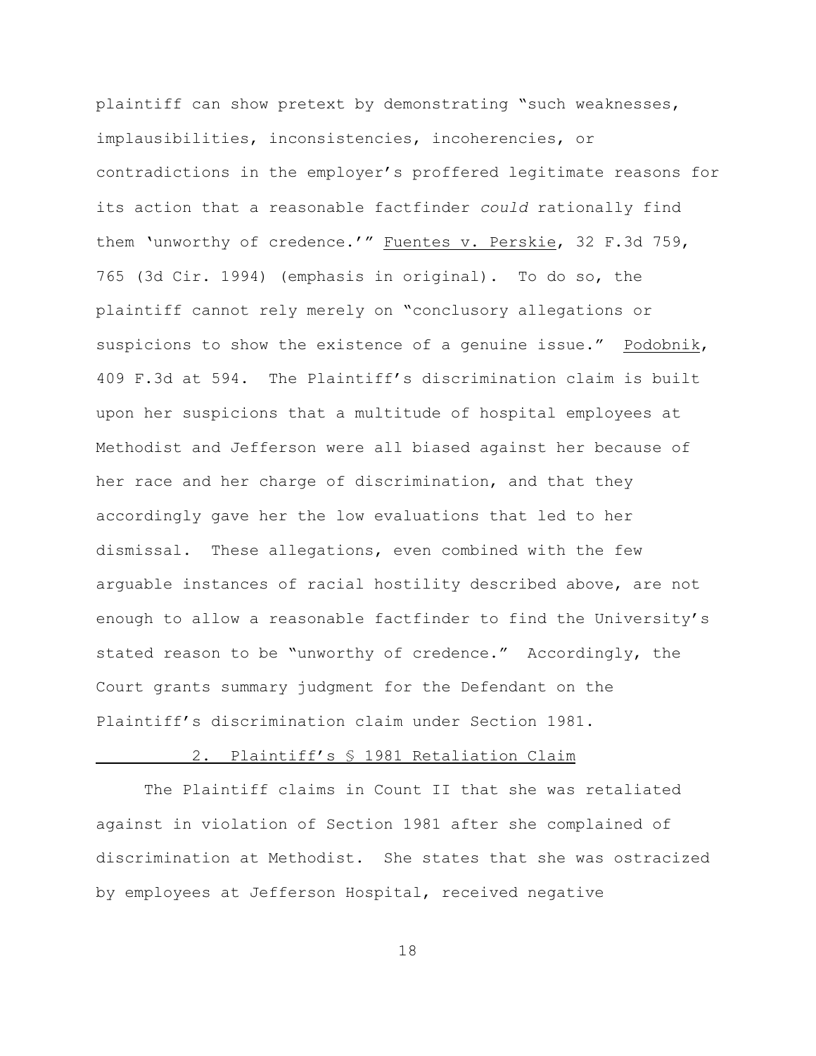plaintiff can show pretext by demonstrating "such weaknesses, implausibilities, inconsistencies, incoherencies, or contradictions in the employer's proffered legitimate reasons for its action that a reasonable factfinder *could* rationally find them 'unworthy of credence.'" Fuentes v. Perskie, 32 F.3d 759, 765 (3d Cir. 1994) (emphasis in original). To do so, the plaintiff cannot rely merely on "conclusory allegations or suspicions to show the existence of a genuine issue." Podobnik, 409 F.3d at 594. The Plaintiff's discrimination claim is built upon her suspicions that a multitude of hospital employees at Methodist and Jefferson were all biased against her because of her race and her charge of discrimination, and that they accordingly gave her the low evaluations that led to her dismissal. These allegations, even combined with the few arguable instances of racial hostility described above, are not enough to allow a reasonable factfinder to find the University's stated reason to be "unworthy of credence." Accordingly, the Court grants summary judgment for the Defendant on the Plaintiff's discrimination claim under Section 1981.

2. Plaintiff's § 1981 Retaliation Claim

The Plaintiff claims in Count II that she was retaliated against in violation of Section 1981 after she complained of discrimination at Methodist. She states that she was ostracized by employees at Jefferson Hospital, received negative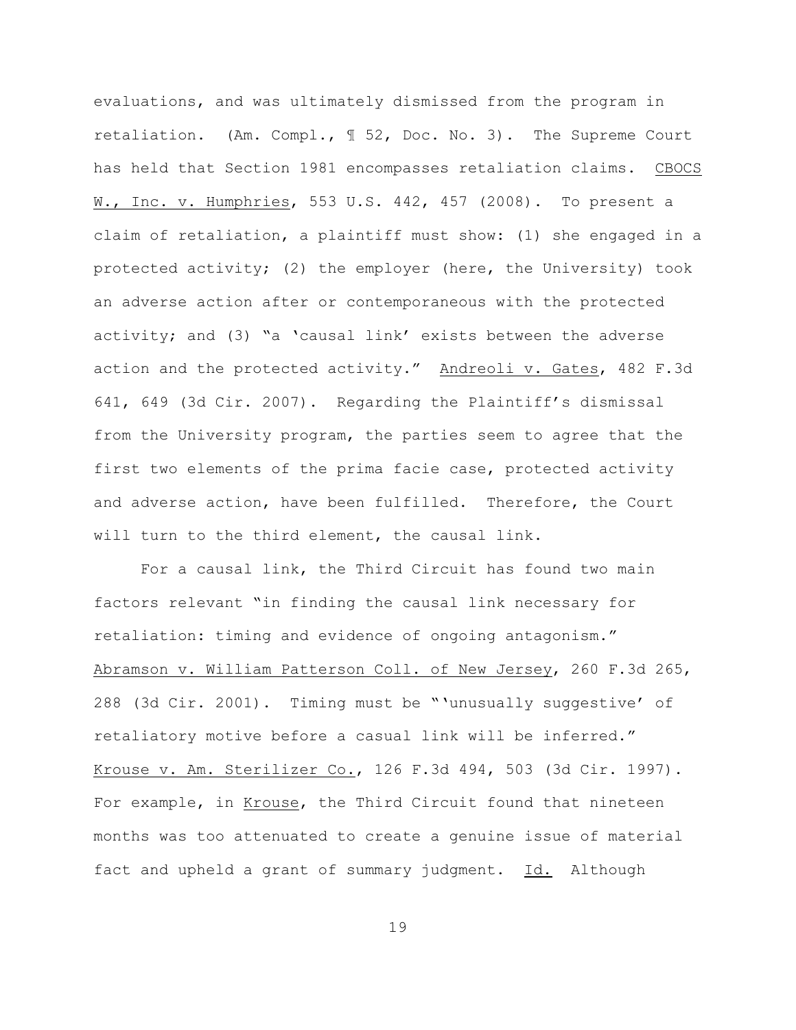evaluations, and was ultimately dismissed from the program in retaliation. (Am. Compl., ¶ 52, Doc. No. 3). The Supreme Court has held that Section 1981 encompasses retaliation claims. CBOCS W., Inc. v. Humphries, 553 U.S. 442, 457 (2008). To present a claim of retaliation, a plaintiff must show: (1) she engaged in a protected activity; (2) the employer (here, the University) took an adverse action after or contemporaneous with the protected activity; and (3) "a 'causal link' exists between the adverse action and the protected activity." Andreoli v. Gates, 482 F.3d 641, 649 (3d Cir. 2007). Regarding the Plaintiff's dismissal from the University program, the parties seem to agree that the first two elements of the prima facie case, protected activity and adverse action, have been fulfilled. Therefore, the Court will turn to the third element, the causal link.

For a causal link, the Third Circuit has found two main factors relevant "in finding the causal link necessary for retaliation: timing and evidence of ongoing antagonism." Abramson v. William Patterson Coll. of New Jersey, 260 F.3d 265, 288 (3d Cir. 2001). Timing must be "'unusually suggestive' of retaliatory motive before a casual link will be inferred." Krouse v. Am. Sterilizer Co., 126 F.3d 494, 503 (3d Cir. 1997). For example, in Krouse, the Third Circuit found that nineteen months was too attenuated to create a genuine issue of material fact and upheld a grant of summary judgment. Id. Although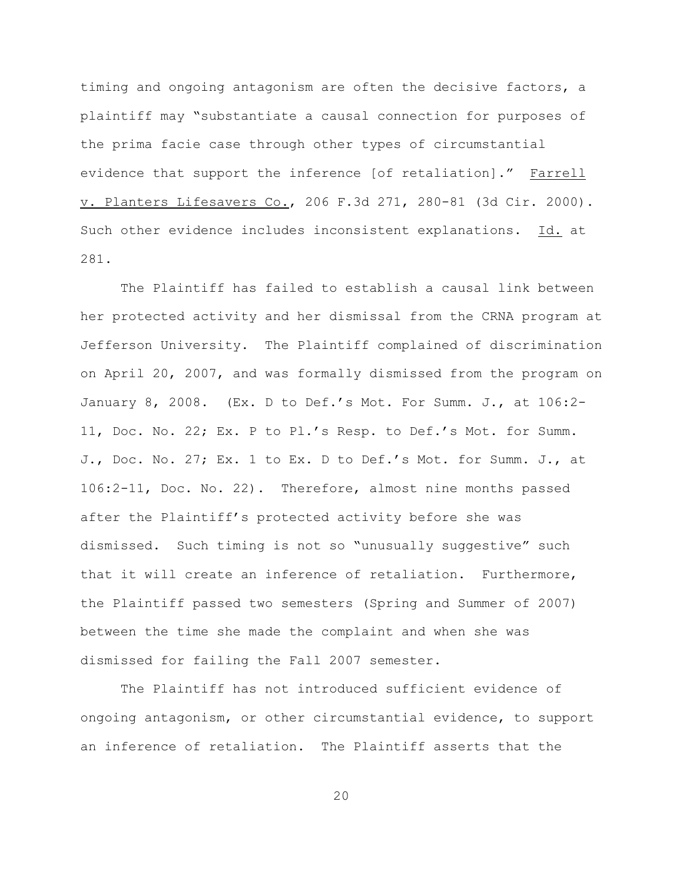timing and ongoing antagonism are often the decisive factors, a plaintiff may "substantiate a causal connection for purposes of the prima facie case through other types of circumstantial evidence that support the inference [of retaliation]." Farrell v. Planters Lifesavers Co., 206 F.3d 271, 280-81 (3d Cir. 2000). Such other evidence includes inconsistent explanations. Id. at 281.

The Plaintiff has failed to establish a causal link between her protected activity and her dismissal from the CRNA program at Jefferson University. The Plaintiff complained of discrimination on April 20, 2007, and was formally dismissed from the program on January 8, 2008. (Ex. D to Def.'s Mot. For Summ. J., at 106:2-11, Doc. No. 22; Ex. P to Pl.'s Resp. to Def.'s Mot. for Summ. J., Doc. No. 27; Ex. 1 to Ex. D to Def.'s Mot. for Summ. J., at 106:2-11, Doc. No. 22). Therefore, almost nine months passed after the Plaintiff's protected activity before she was dismissed. Such timing is not so "unusually suggestive" such that it will create an inference of retaliation. Furthermore, the Plaintiff passed two semesters (Spring and Summer of 2007) between the time she made the complaint and when she was dismissed for failing the Fall 2007 semester.

The Plaintiff has not introduced sufficient evidence of ongoing antagonism, or other circumstantial evidence, to support an inference of retaliation. The Plaintiff asserts that the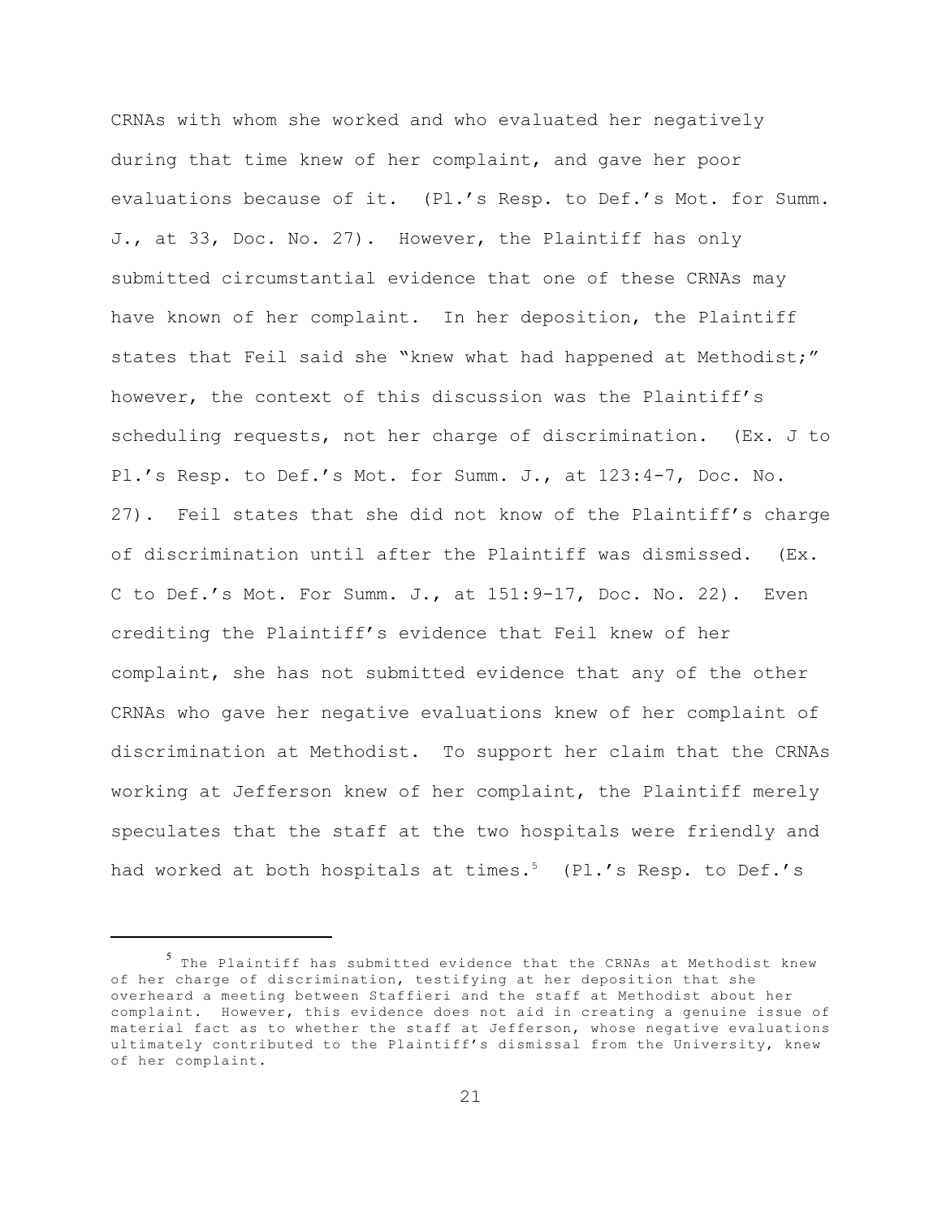CRNAs with whom she worked and who evaluated her negatively during that time knew of her complaint, and gave her poor evaluations because of it. (Pl.'s Resp. to Def.'s Mot. for Summ. J., at 33, Doc. No. 27). However, the Plaintiff has only submitted circumstantial evidence that one of these CRNAs may have known of her complaint. In her deposition, the Plaintiff states that Feil said she "knew what had happened at Methodist;" however, the context of this discussion was the Plaintiff's scheduling requests, not her charge of discrimination. (Ex. J to Pl.'s Resp. to Def.'s Mot. for Summ. J., at 123:4-7, Doc. No. 27). Feil states that she did not know of the Plaintiff's charge of discrimination until after the Plaintiff was dismissed. (Ex. C to Def.'s Mot. For Summ. J., at 151:9-17, Doc. No. 22). Even crediting the Plaintiff's evidence that Feil knew of her complaint, she has not submitted evidence that any of the other CRNAs who gave her negative evaluations knew of her complaint of discrimination at Methodist. To support her claim that the CRNAs working at Jefferson knew of her complaint, the Plaintiff merely speculates that the staff at the two hospitals were friendly and had worked at both hospitals at times.[5] (Pl.'s Resp. to Def.'s

[5] The Plaintiff has submitted evidence that the CRNAs at Methodist knew of her charge of discrimination, testifying at her deposition that she overheard a meeting between Staffieri and the staff at Methodist about her complaint. However, this evidence does not aid in creating a genuine issue of material fact as to whether the staff at Jefferson, whose negative evaluations ultimately contributed to the Plaintiff's dismissal from the University, knew of her complaint.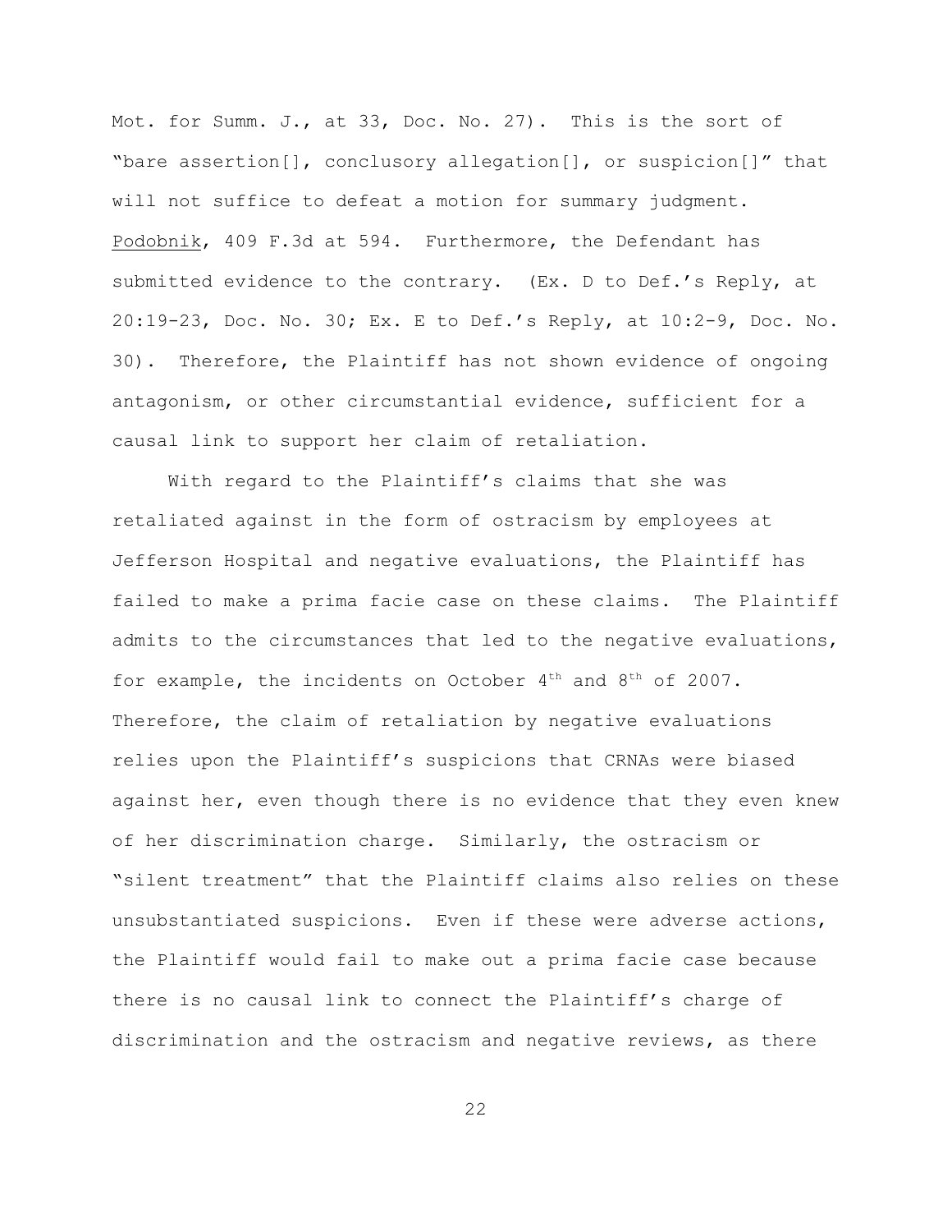Mot. for Summ. J., at 33, Doc. No. 27). This is the sort of "bare assertion[], conclusory allegation[], or suspicion[]" that will not suffice to defeat a motion for summary judgment. Podobnik, 409 F.3d at 594. Furthermore, the Defendant has submitted evidence to the contrary. (Ex. D to Def.'s Reply, at 20:19-23, Doc. No. 30; Ex. E to Def.'s Reply, at 10:2-9, Doc. No. 30). Therefore, the Plaintiff has not shown evidence of ongoing antagonism, or other circumstantial evidence, sufficient for a causal link to support her claim of retaliation.

With regard to the Plaintiff's claims that she was retaliated against in the form of ostracism by employees at Jefferson Hospital and negative evaluations, the Plaintiff has failed to make a prima facie case on these claims. The Plaintiff admits to the circumstances that led to the negative evaluations, for example, the incidents on October 4th and 8th of 2007. Therefore, the claim of retaliation by negative evaluations relies upon the Plaintiff's suspicions that CRNAs were biased against her, even though there is no evidence that they even knew of her discrimination charge. Similarly, the ostracism or "silent treatment" that the Plaintiff claims also relies on these unsubstantiated suspicions. Even if these were adverse actions, the Plaintiff would fail to make out a prima facie case because there is no causal link to connect the Plaintiff's charge of discrimination and the ostracism and negative reviews, as there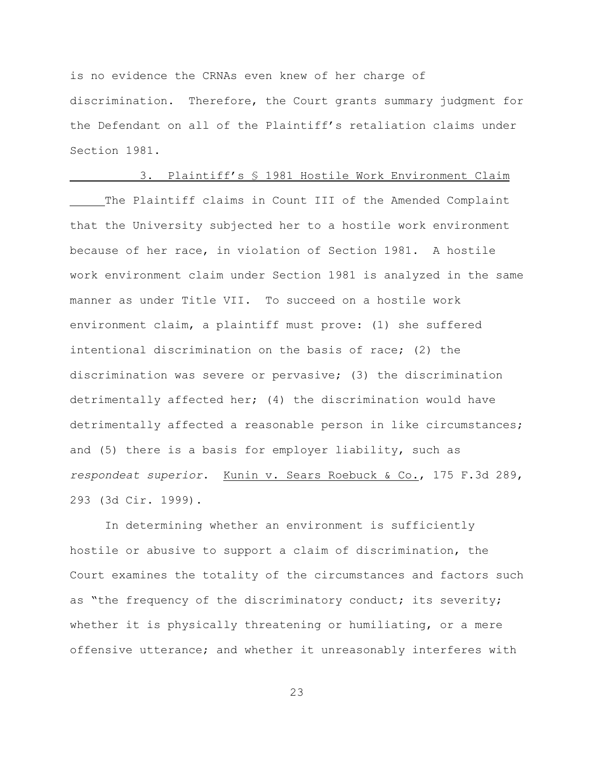is no evidence the CRNAs even knew of her charge of discrimination. Therefore, the Court grants summary judgment for the Defendant on all of the Plaintiff's retaliation claims under Section 1981.

### 3. Plaintiff's § 1981 Hostile Work Environment Claim

The Plaintiff claims in Count III of the Amended Complaint that the University subjected her to a hostile work environment because of her race, in violation of Section 1981. A hostile work environment claim under Section 1981 is analyzed in the same manner as under Title VII. To succeed on a hostile work environment claim, a plaintiff must prove: (1) she suffered intentional discrimination on the basis of race; (2) the discrimination was severe or pervasive; (3) the discrimination detrimentally affected her; (4) the discrimination would have detrimentally affected a reasonable person in like circumstances; and (5) there is a basis for employer liability, such as *respondeat superior*. Kunin v. Sears Roebuck & Co., 175 F.3d 289, 293 (3d Cir. 1999).

In determining whether an environment is sufficiently hostile or abusive to support a claim of discrimination, the Court examines the totality of the circumstances and factors such as "the frequency of the discriminatory conduct; its severity; whether it is physically threatening or humiliating, or a mere offensive utterance; and whether it unreasonably interferes with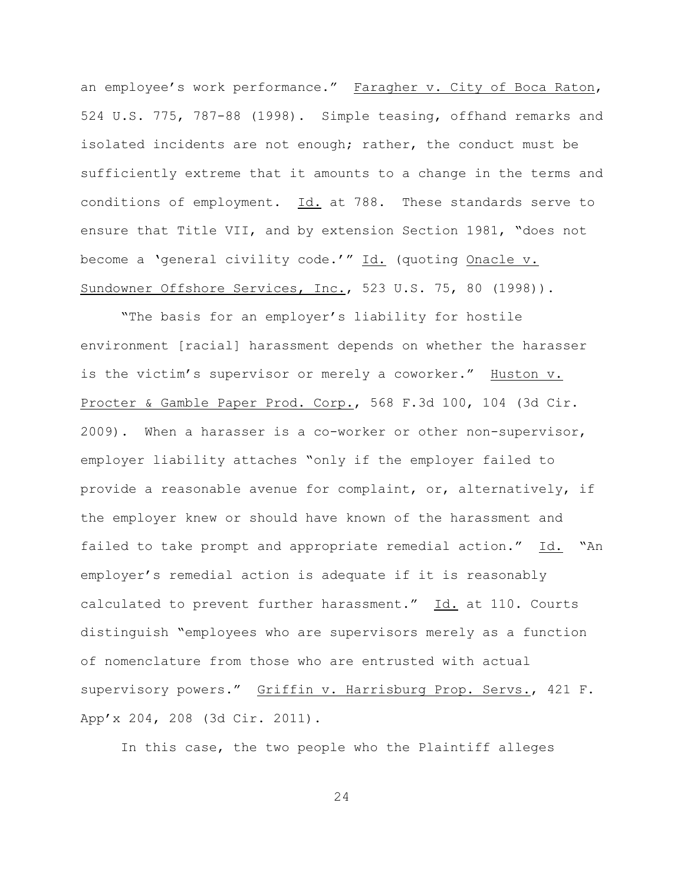an employee's work performance." Faragher v. City of Boca Raton, 524 U.S. 775, 787-88 (1998). Simple teasing, offhand remarks and isolated incidents are not enough; rather, the conduct must be sufficiently extreme that it amounts to a change in the terms and conditions of employment. Id. at 788. These standards serve to ensure that Title VII, and by extension Section 1981, "does not become a 'general civility code.'" Id. (quoting Onacle v. Sundowner Offshore Services, Inc., 523 U.S. 75, 80 (1998)).

"The basis for an employer's liability for hostile environment [racial] harassment depends on whether the harasser is the victim's supervisor or merely a coworker." Huston v. Procter & Gamble Paper Prod. Corp., 568 F.3d 100, 104 (3d Cir. 2009). When a harasser is a co-worker or other non-supervisor, employer liability attaches "only if the employer failed to provide a reasonable avenue for complaint, or, alternatively, if the employer knew or should have known of the harassment and failed to take prompt and appropriate remedial action." Id. "An employer's remedial action is adequate if it is reasonably calculated to prevent further harassment." Id. at 110. Courts distinguish "employees who are supervisors merely as a function of nomenclature from those who are entrusted with actual supervisory powers." Griffin v. Harrisburg Prop. Servs., 421 F. App'x 204, 208 (3d Cir. 2011).

In this case, the two people who the Plaintiff alleges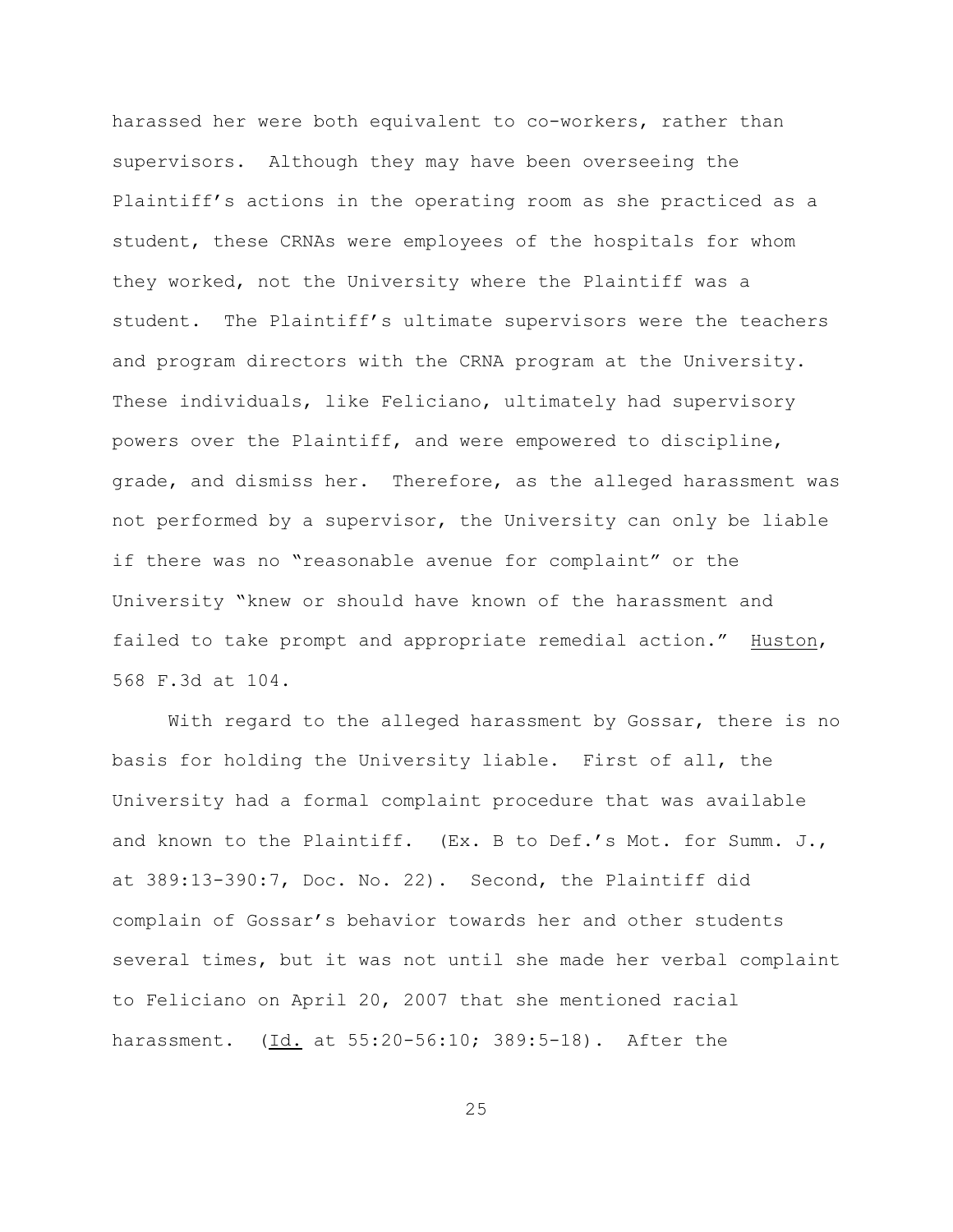harassed her were both equivalent to co-workers, rather than supervisors. Although they may have been overseeing the Plaintiff's actions in the operating room as she practiced as a student, these CRNAs were employees of the hospitals for whom they worked, not the University where the Plaintiff was a student. The Plaintiff's ultimate supervisors were the teachers and program directors with the CRNA program at the University. These individuals, like Feliciano, ultimately had supervisory powers over the Plaintiff, and were empowered to discipline, grade, and dismiss her. Therefore, as the alleged harassment was not performed by a supervisor, the University can only be liable if there was no "reasonable avenue for complaint" or the University "knew or should have known of the harassment and failed to take prompt and appropriate remedial action." Huston, 568 F.3d at 104.

With regard to the alleged harassment by Gossar, there is no basis for holding the University liable. First of all, the University had a formal complaint procedure that was available and known to the Plaintiff. (Ex. B to Def.'s Mot. for Summ. J., at 389:13-390:7, Doc. No. 22). Second, the Plaintiff did complain of Gossar's behavior towards her and other students several times, but it was not until she made her verbal complaint to Feliciano on April 20, 2007 that she mentioned racial harassment. (Id. at 55:20-56:10; 389:5-18). After the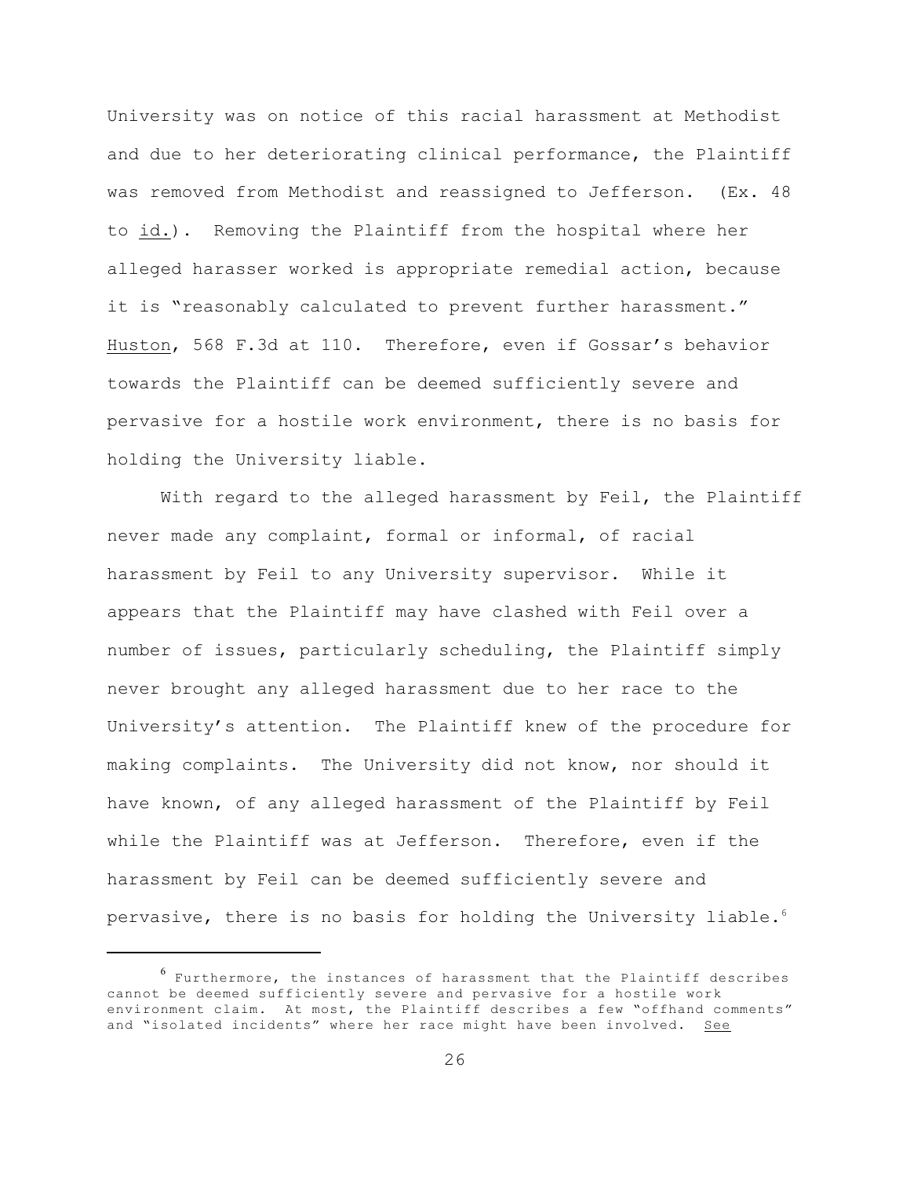University was on notice of this racial harassment at Methodist and due to her deteriorating clinical performance, the Plaintiff was removed from Methodist and reassigned to Jefferson. (Ex. 48 to id.). Removing the Plaintiff from the hospital where her alleged harasser worked is appropriate remedial action, because it is "reasonably calculated to prevent further harassment." Huston, 568 F.3d at 110. Therefore, even if Gossar's behavior towards the Plaintiff can be deemed sufficiently severe and pervasive for a hostile work environment, there is no basis for holding the University liable.

With regard to the alleged harassment by Feil, the Plaintiff never made any complaint, formal or informal, of racial harassment by Feil to any University supervisor. While it appears that the Plaintiff may have clashed with Feil over a number of issues, particularly scheduling, the Plaintiff simply never brought any alleged harassment due to her race to the University's attention. The Plaintiff knew of the procedure for making complaints. The University did not know, nor should it have known, of any alleged harassment of the Plaintiff by Feil while the Plaintiff was at Jefferson. Therefore, even if the harassment by Feil can be deemed sufficiently severe and pervasive, there is no basis for holding the University liable.[6]

---

[6] Furthermore, the instances of harassment that the Plaintiff describes cannot be deemed sufficiently severe and pervasive for a hostile work environment claim. At most, the Plaintiff describes a few "offhand comments" and "isolated incidents" where her race might have been involved. See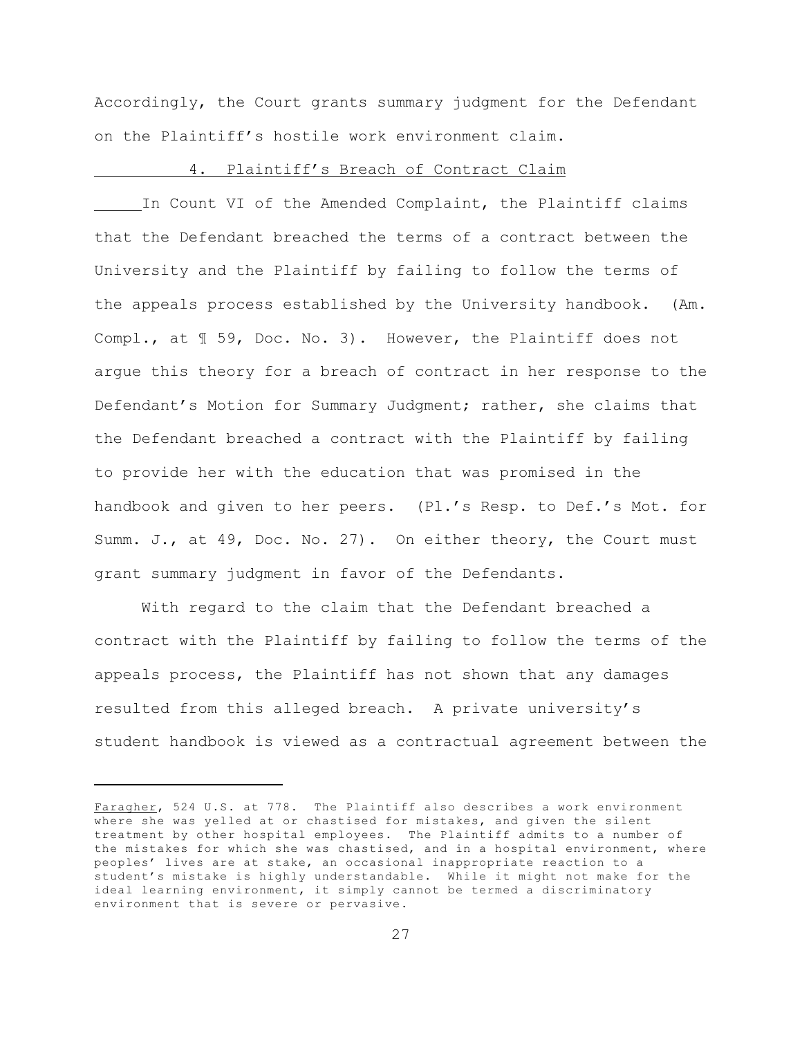Accordingly, the Court grants summary judgment for the Defendant on the Plaintiff's hostile work environment claim.

4. Plaintiff's Breach of Contract Claim

In Count VI of the Amended Complaint, the Plaintiff claims that the Defendant breached the terms of a contract between the University and the Plaintiff by failing to follow the terms of the appeals process established by the University handbook. (Am. Compl., at ¶ 59, Doc. No. 3). However, the Plaintiff does not argue this theory for a breach of contract in her response to the Defendant's Motion for Summary Judgment; rather, she claims that the Defendant breached a contract with the Plaintiff by failing to provide her with the education that was promised in the handbook and given to her peers. (Pl.'s Resp. to Def.'s Mot. for Summ. J., at 49, Doc. No. 27). On either theory, the Court must grant summary judgment in favor of the Defendants.

With regard to the claim that the Defendant breached a contract with the Plaintiff by failing to follow the terms of the appeals process, the Plaintiff has not shown that any damages resulted from this alleged breach. A private university's student handbook is viewed as a contractual agreement between the

---

Faragher, 524 U.S. at 778. The Plaintiff also describes a work environment where she was yelled at or chastised for mistakes, and given the silent treatment by other hospital employees. The Plaintiff admits to a number of the mistakes for which she was chastised, and in a hospital environment, where peoples' lives are at stake, an occasional inappropriate reaction to a student's mistake is highly understandable. While it might not make for the ideal learning environment, it simply cannot be termed a discriminatory environment that is severe or pervasive.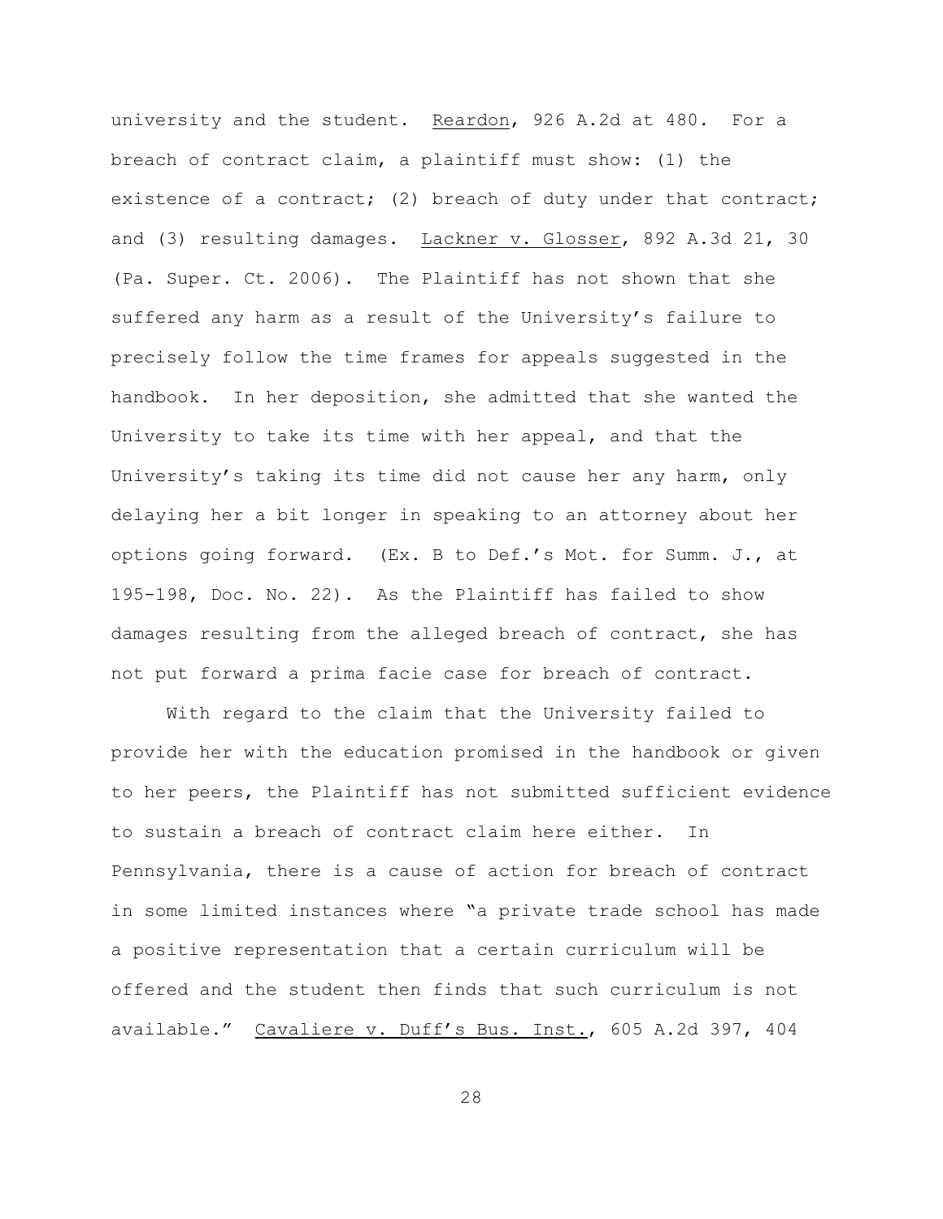university and the student. Reardon, 926 A.2d at 480. For a breach of contract claim, a plaintiff must show: (1) the existence of a contract; (2) breach of duty under that contract; and (3) resulting damages. Lackner v. Glosser, 892 A.3d 21, 30 (Pa. Super. Ct. 2006). The Plaintiff has not shown that she suffered any harm as a result of the University's failure to precisely follow the time frames for appeals suggested in the handbook. In her deposition, she admitted that she wanted the University to take its time with her appeal, and that the University's taking its time did not cause her any harm, only delaying her a bit longer in speaking to an attorney about her options going forward. (Ex. B to Def.'s Mot. for Summ. J., at 195-198, Doc. No. 22). As the Plaintiff has failed to show damages resulting from the alleged breach of contract, she has not put forward a prima facie case for breach of contract.

With regard to the claim that the University failed to provide her with the education promised in the handbook or given to her peers, the Plaintiff has not submitted sufficient evidence to sustain a breach of contract claim here either. In Pennsylvania, there is a cause of action for breach of contract in some limited instances where "a private trade school has made a positive representation that a certain curriculum will be offered and the student then finds that such curriculum is not available." Cavaliere v. Duff's Bus. Inst., 605 A.2d 397, 404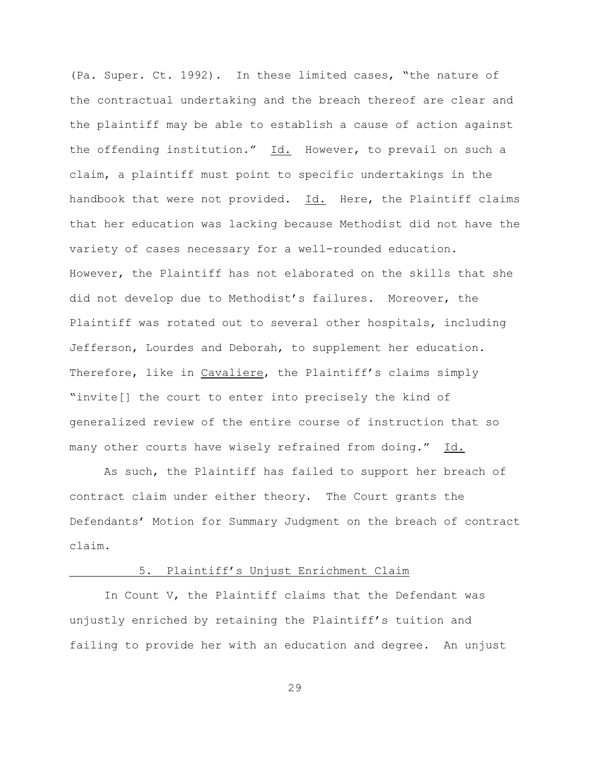(Pa. Super. Ct. 1992). In these limited cases, "the nature of the contractual undertaking and the breach thereof are clear and the plaintiff may be able to establish a cause of action against the offending institution." Id. However, to prevail on such a claim, a plaintiff must point to specific undertakings in the handbook that were not provided. Id. Here, the Plaintiff claims that her education was lacking because Methodist did not have the variety of cases necessary for a well-rounded education. However, the Plaintiff has not elaborated on the skills that she did not develop due to Methodist's failures. Moreover, the Plaintiff was rotated out to several other hospitals, including Jefferson, Lourdes and Deborah, to supplement her education. Therefore, like in Cavaliere, the Plaintiff's claims simply "invite[] the court to enter into precisely the kind of generalized review of the entire course of instruction that so many other courts have wisely refrained from doing." Id.

As such, the Plaintiff has failed to support her breach of contract claim under either theory. The Court grants the Defendants' Motion for Summary Judgment on the breach of contract claim.

5. Plaintiff's Unjust Enrichment Claim

In Count V, the Plaintiff claims that the Defendant was unjustly enriched by retaining the Plaintiff's tuition and failing to provide her with an education and degree. An unjust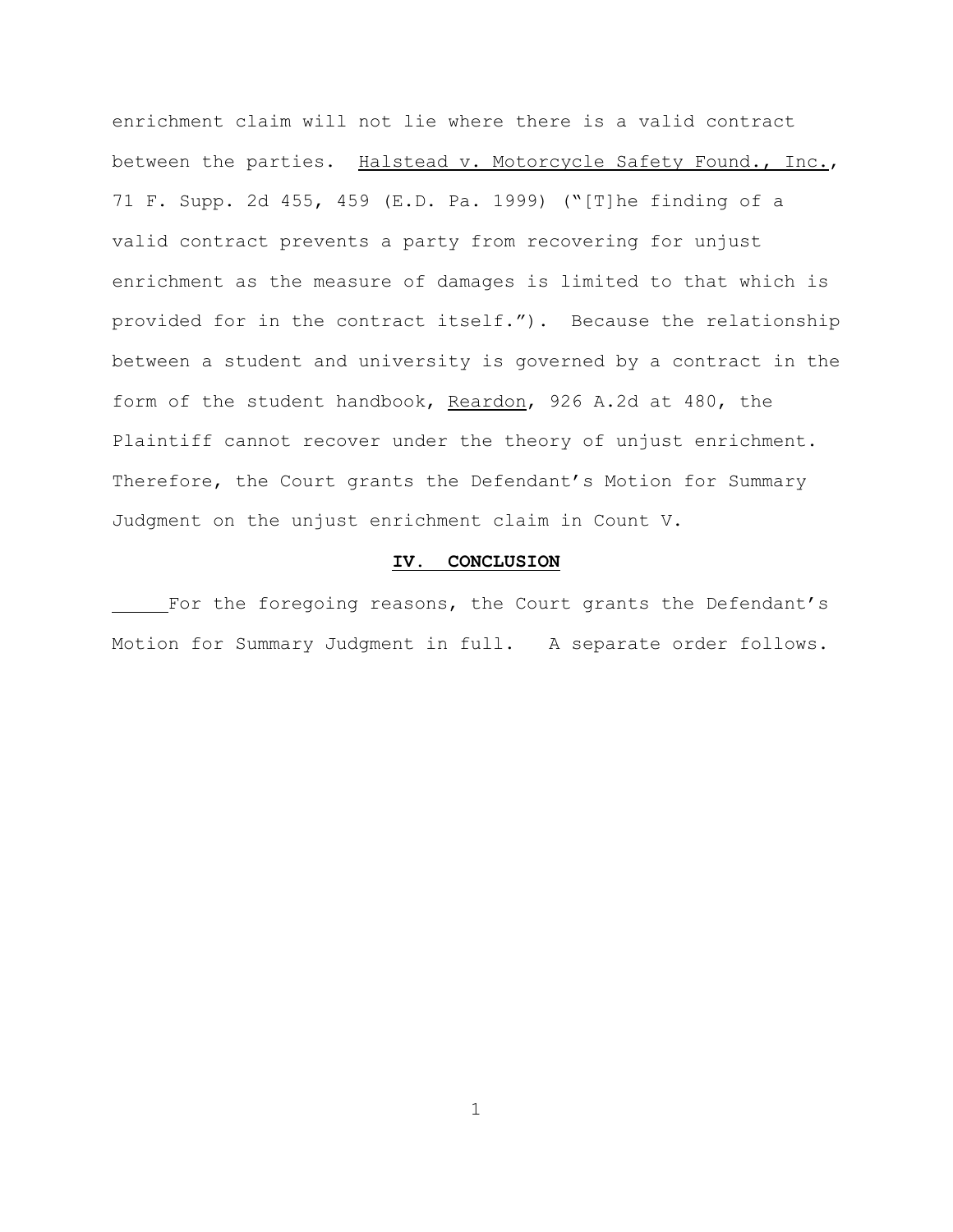enrichment claim will not lie where there is a valid contract between the parties. Halstead v. Motorcycle Safety Found., Inc., 71 F. Supp. 2d 455, 459 (E.D. Pa. 1999) ("[T]he finding of a valid contract prevents a party from recovering for unjust enrichment as the measure of damages is limited to that which is provided for in the contract itself."). Because the relationship between a student and university is governed by a contract in the form of the student handbook, Reardon, 926 A.2d at 480, the Plaintiff cannot recover under the theory of unjust enrichment. Therefore, the Court grants the Defendant's Motion for Summary Judgment on the unjust enrichment claim in Count V.

## IV. CONCLUSION

For the foregoing reasons, the Court grants the Defendant's Motion for Summary Judgment in full. A separate order follows.